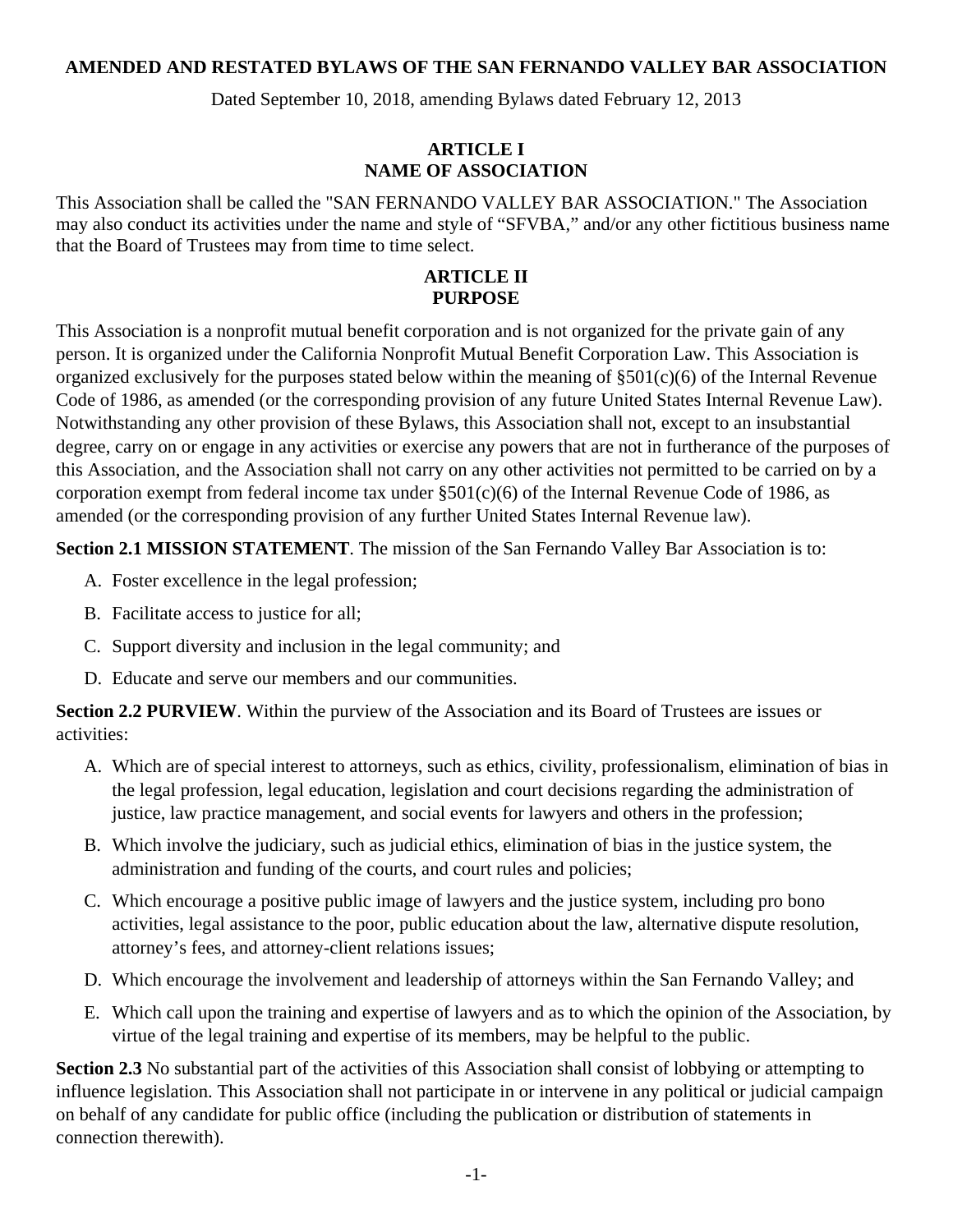# AMENDED AND RESTATED BYLAWS OF THE SAN FERNANDO VALLEY BAR ASSOCIATION

Dated September 10, 2018, amending Bylaws dated February 12, 2013

## ARTICLE I
## NAME OF ASSOCIATION

This Association shall be called the "SAN FERNANDO VALLEY BAR ASSOCIATION." The Association may also conduct its activities under the name and style of "SFVBA," and/or any other fictitious business name that the Board of Trustees may from time to time select.

## ARTICLE II
## PURPOSE

This Association is a nonprofit mutual benefit corporation and is not organized for the private gain of any person. It is organized under the California Nonprofit Mutual Benefit Corporation Law. This Association is organized exclusively for the purposes stated below within the meaning of §501(c)(6) of the Internal Revenue Code of 1986, as amended (or the corresponding provision of any future United States Internal Revenue Law). Notwithstanding any other provision of these Bylaws, this Association shall not, except to an insubstantial degree, carry on or engage in any activities or exercise any powers that are not in furtherance of the purposes of this Association, and the Association shall not carry on any other activities not permitted to be carried on by a corporation exempt from federal income tax under §501(c)(6) of the Internal Revenue Code of 1986, as amended (or the corresponding provision of any further United States Internal Revenue law).

**Section 2.1 MISSION STATEMENT**. The mission of the San Fernando Valley Bar Association is to:

A. Foster excellence in the legal profession;

B. Facilitate access to justice for all;

C. Support diversity and inclusion in the legal community; and

D. Educate and serve our members and our communities.

**Section 2.2 PURVIEW**. Within the purview of the Association and its Board of Trustees are issues or activities:

A. Which are of special interest to attorneys, such as ethics, civility, professionalism, elimination of bias in the legal profession, legal education, legislation and court decisions regarding the administration of justice, law practice management, and social events for lawyers and others in the profession;

B. Which involve the judiciary, such as judicial ethics, elimination of bias in the justice system, the administration and funding of the courts, and court rules and policies;

C. Which encourage a positive public image of lawyers and the justice system, including pro bono activities, legal assistance to the poor, public education about the law, alternative dispute resolution, attorney's fees, and attorney-client relations issues;

D. Which encourage the involvement and leadership of attorneys within the San Fernando Valley; and

E. Which call upon the training and expertise of lawyers and as to which the opinion of the Association, by virtue of the legal training and expertise of its members, may be helpful to the public.

**Section 2.3** No substantial part of the activities of this Association shall consist of lobbying or attempting to influence legislation. This Association shall not participate in or intervene in any political or judicial campaign on behalf of any candidate for public office (including the publication or distribution of statements in connection therewith).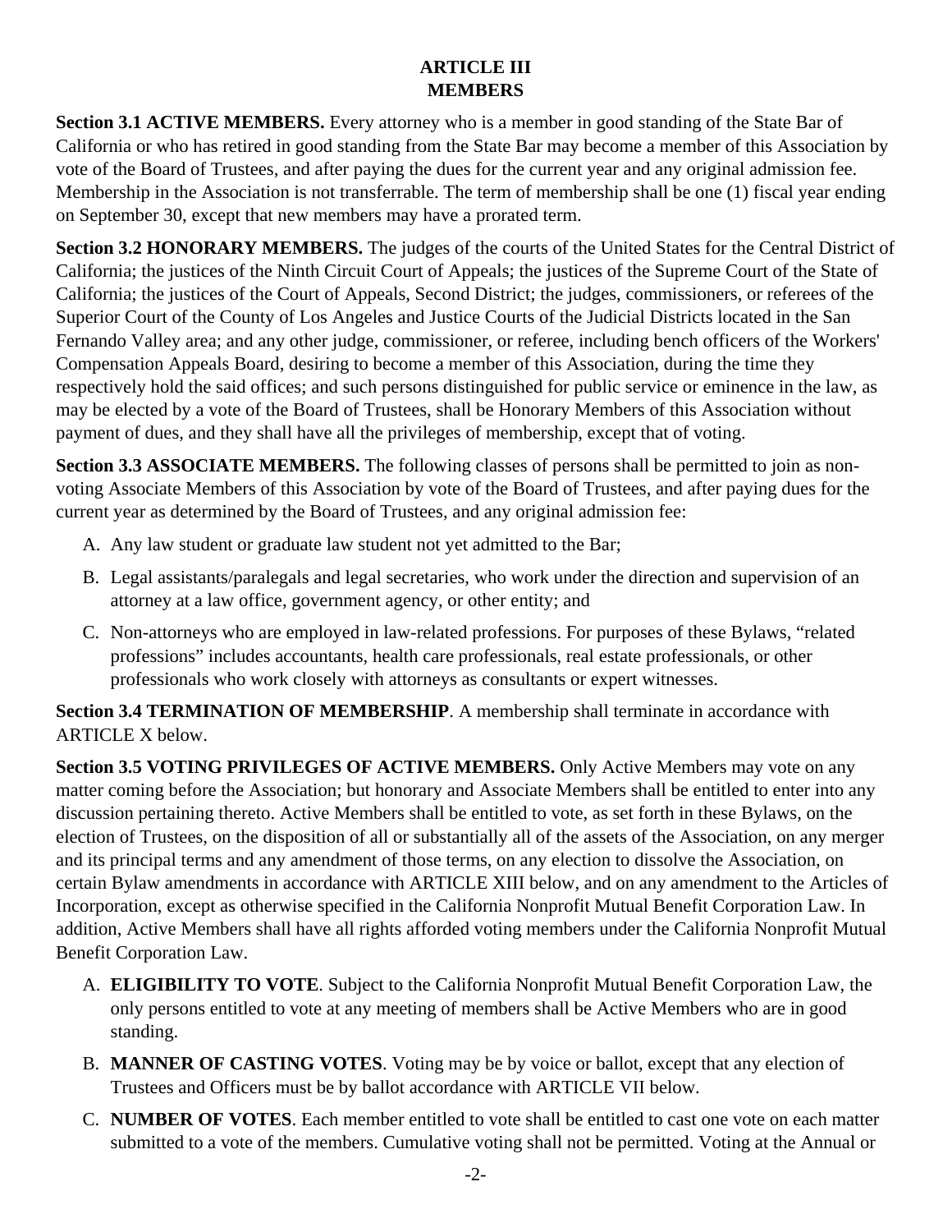## ARTICLE III
## MEMBERS

**Section 3.1 ACTIVE MEMBERS.** Every attorney who is a member in good standing of the State Bar of California or who has retired in good standing from the State Bar may become a member of this Association by vote of the Board of Trustees, and after paying the dues for the current year and any original admission fee. Membership in the Association is not transferrable. The term of membership shall be one (1) fiscal year ending on September 30, except that new members may have a prorated term.

**Section 3.2 HONORARY MEMBERS.** The judges of the courts of the United States for the Central District of California; the justices of the Ninth Circuit Court of Appeals; the justices of the Supreme Court of the State of California; the justices of the Court of Appeals, Second District; the judges, commissioners, or referees of the Superior Court of the County of Los Angeles and Justice Courts of the Judicial Districts located in the San Fernando Valley area; and any other judge, commissioner, or referee, including bench officers of the Workers' Compensation Appeals Board, desiring to become a member of this Association, during the time they respectively hold the said offices; and such persons distinguished for public service or eminence in the law, as may be elected by a vote of the Board of Trustees, shall be Honorary Members of this Association without payment of dues, and they shall have all the privileges of membership, except that of voting.

**Section 3.3 ASSOCIATE MEMBERS.** The following classes of persons shall be permitted to join as non-voting Associate Members of this Association by vote of the Board of Trustees, and after paying dues for the current year as determined by the Board of Trustees, and any original admission fee:

A. Any law student or graduate law student not yet admitted to the Bar;

B. Legal assistants/paralegals and legal secretaries, who work under the direction and supervision of an attorney at a law office, government agency, or other entity; and

C. Non-attorneys who are employed in law-related professions. For purposes of these Bylaws, "related professions" includes accountants, health care professionals, real estate professionals, or other professionals who work closely with attorneys as consultants or expert witnesses.

**Section 3.4 TERMINATION OF MEMBERSHIP**. A membership shall terminate in accordance with ARTICLE X below.

**Section 3.5 VOTING PRIVILEGES OF ACTIVE MEMBERS.** Only Active Members may vote on any matter coming before the Association; but honorary and Associate Members shall be entitled to enter into any discussion pertaining thereto. Active Members shall be entitled to vote, as set forth in these Bylaws, on the election of Trustees, on the disposition of all or substantially all of the assets of the Association, on any merger and its principal terms and any amendment of those terms, on any election to dissolve the Association, on certain Bylaw amendments in accordance with ARTICLE XIII below, and on any amendment to the Articles of Incorporation, except as otherwise specified in the California Nonprofit Mutual Benefit Corporation Law. In addition, Active Members shall have all rights afforded voting members under the California Nonprofit Mutual Benefit Corporation Law.

A. **ELIGIBILITY TO VOTE**. Subject to the California Nonprofit Mutual Benefit Corporation Law, the only persons entitled to vote at any meeting of members shall be Active Members who are in good standing.

B. **MANNER OF CASTING VOTES**. Voting may be by voice or ballot, except that any election of Trustees and Officers must be by ballot accordance with ARTICLE VII below.

C. **NUMBER OF VOTES**. Each member entitled to vote shall be entitled to cast one vote on each matter submitted to a vote of the members. Cumulative voting shall not be permitted. Voting at the Annual or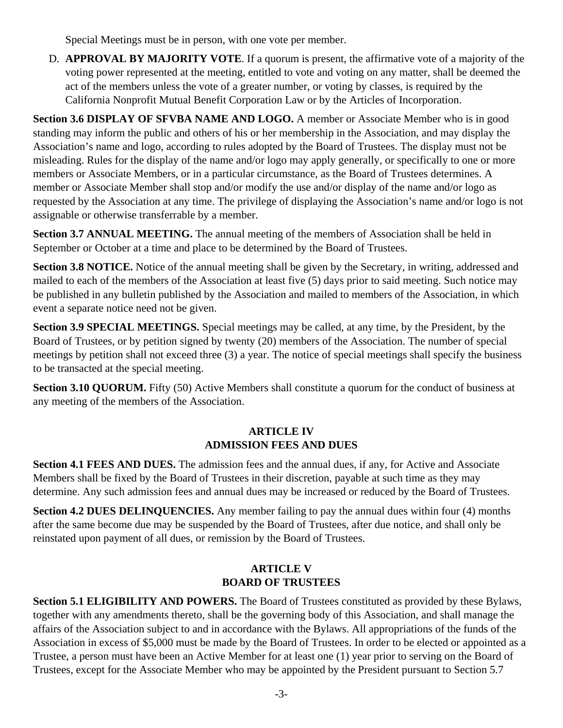Special Meetings must be in person, with one vote per member.

D. **APPROVAL BY MAJORITY VOTE**. If a quorum is present, the affirmative vote of a majority of the voting power represented at the meeting, entitled to vote and voting on any matter, shall be deemed the act of the members unless the vote of a greater number, or voting by classes, is required by the California Nonprofit Mutual Benefit Corporation Law or by the Articles of Incorporation.

**Section 3.6 DISPLAY OF SFVBA NAME AND LOGO.** A member or Associate Member who is in good standing may inform the public and others of his or her membership in the Association, and may display the Association's name and logo, according to rules adopted by the Board of Trustees. The display must not be misleading. Rules for the display of the name and/or logo may apply generally, or specifically to one or more members or Associate Members, or in a particular circumstance, as the Board of Trustees determines. A member or Associate Member shall stop and/or modify the use and/or display of the name and/or logo as requested by the Association at any time. The privilege of displaying the Association's name and/or logo is not assignable or otherwise transferrable by a member.

**Section 3.7 ANNUAL MEETING.** The annual meeting of the members of Association shall be held in September or October at a time and place to be determined by the Board of Trustees.

**Section 3.8 NOTICE.** Notice of the annual meeting shall be given by the Secretary, in writing, addressed and mailed to each of the members of the Association at least five (5) days prior to said meeting. Such notice may be published in any bulletin published by the Association and mailed to members of the Association, in which event a separate notice need not be given.

**Section 3.9 SPECIAL MEETINGS.** Special meetings may be called, at any time, by the President, by the Board of Trustees, or by petition signed by twenty (20) members of the Association. The number of special meetings by petition shall not exceed three (3) a year. The notice of special meetings shall specify the business to be transacted at the special meeting.

**Section 3.10 QUORUM.** Fifty (50) Active Members shall constitute a quorum for the conduct of business at any meeting of the members of the Association.

## ARTICLE IV
## ADMISSION FEES AND DUES

**Section 4.1 FEES AND DUES.** The admission fees and the annual dues, if any, for Active and Associate Members shall be fixed by the Board of Trustees in their discretion, payable at such time as they may determine. Any such admission fees and annual dues may be increased or reduced by the Board of Trustees.

**Section 4.2 DUES DELINQUENCIES.** Any member failing to pay the annual dues within four (4) months after the same become due may be suspended by the Board of Trustees, after due notice, and shall only be reinstated upon payment of all dues, or remission by the Board of Trustees.

## ARTICLE V
## BOARD OF TRUSTEES

**Section 5.1 ELIGIBILITY AND POWERS.** The Board of Trustees constituted as provided by these Bylaws, together with any amendments thereto, shall be the governing body of this Association, and shall manage the affairs of the Association subject to and in accordance with the Bylaws. All appropriations of the funds of the Association in excess of $5,000 must be made by the Board of Trustees. In order to be elected or appointed as a Trustee, a person must have been an Active Member for at least one (1) year prior to serving on the Board of Trustees, except for the Associate Member who may be appointed by the President pursuant to Section 5.7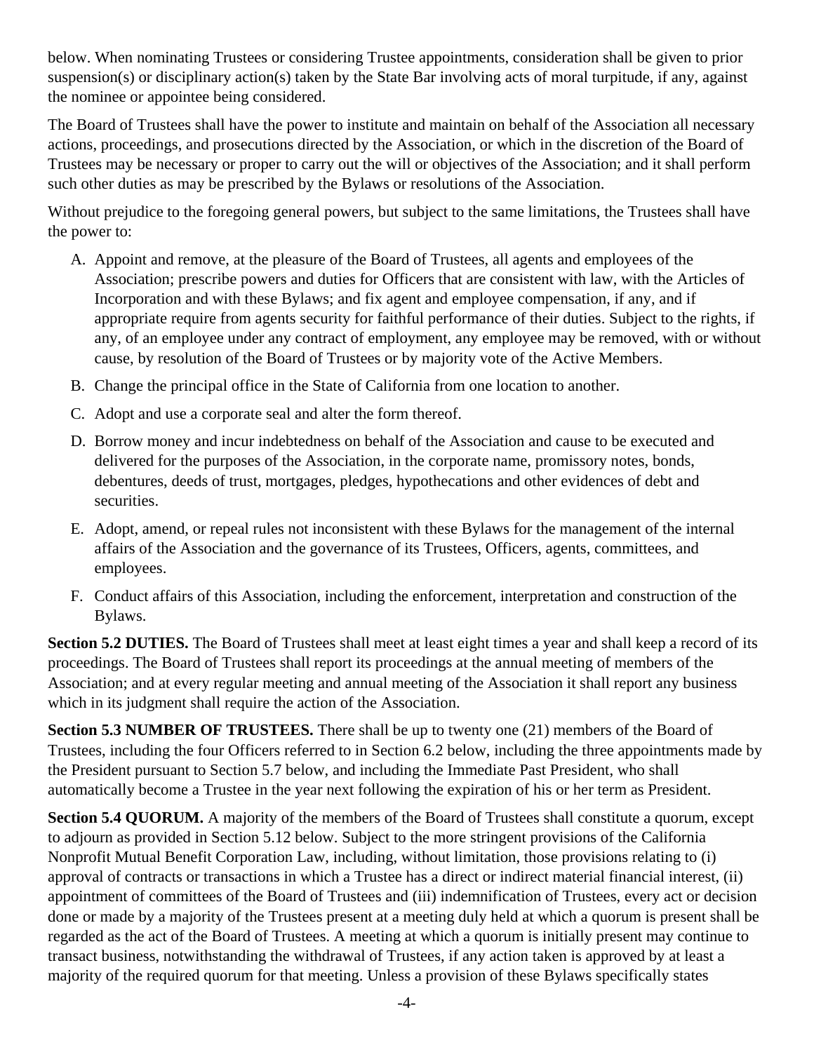below. When nominating Trustees or considering Trustee appointments, consideration shall be given to prior suspension(s) or disciplinary action(s) taken by the State Bar involving acts of moral turpitude, if any, against the nominee or appointee being considered.

The Board of Trustees shall have the power to institute and maintain on behalf of the Association all necessary actions, proceedings, and prosecutions directed by the Association, or which in the discretion of the Board of Trustees may be necessary or proper to carry out the will or objectives of the Association; and it shall perform such other duties as may be prescribed by the Bylaws or resolutions of the Association.

Without prejudice to the foregoing general powers, but subject to the same limitations, the Trustees shall have the power to:

A. Appoint and remove, at the pleasure of the Board of Trustees, all agents and employees of the Association; prescribe powers and duties for Officers that are consistent with law, with the Articles of Incorporation and with these Bylaws; and fix agent and employee compensation, if any, and if appropriate require from agents security for faithful performance of their duties. Subject to the rights, if any, of an employee under any contract of employment, any employee may be removed, with or without cause, by resolution of the Board of Trustees or by majority vote of the Active Members.

B. Change the principal office in the State of California from one location to another.

C. Adopt and use a corporate seal and alter the form thereof.

D. Borrow money and incur indebtedness on behalf of the Association and cause to be executed and delivered for the purposes of the Association, in the corporate name, promissory notes, bonds, debentures, deeds of trust, mortgages, pledges, hypothecations and other evidences of debt and securities.

E. Adopt, amend, or repeal rules not inconsistent with these Bylaws for the management of the internal affairs of the Association and the governance of its Trustees, Officers, agents, committees, and employees.

F. Conduct affairs of this Association, including the enforcement, interpretation and construction of the Bylaws.

**Section 5.2 DUTIES.** The Board of Trustees shall meet at least eight times a year and shall keep a record of its proceedings. The Board of Trustees shall report its proceedings at the annual meeting of members of the Association; and at every regular meeting and annual meeting of the Association it shall report any business which in its judgment shall require the action of the Association.

**Section 5.3 NUMBER OF TRUSTEES.** There shall be up to twenty one (21) members of the Board of Trustees, including the four Officers referred to in Section 6.2 below, including the three appointments made by the President pursuant to Section 5.7 below, and including the Immediate Past President, who shall automatically become a Trustee in the year next following the expiration of his or her term as President.

**Section 5.4 QUORUM.** A majority of the members of the Board of Trustees shall constitute a quorum, except to adjourn as provided in Section 5.12 below. Subject to the more stringent provisions of the California Nonprofit Mutual Benefit Corporation Law, including, without limitation, those provisions relating to (i) approval of contracts or transactions in which a Trustee has a direct or indirect material financial interest, (ii) appointment of committees of the Board of Trustees and (iii) indemnification of Trustees, every act or decision done or made by a majority of the Trustees present at a meeting duly held at which a quorum is present shall be regarded as the act of the Board of Trustees. A meeting at which a quorum is initially present may continue to transact business, notwithstanding the withdrawal of Trustees, if any action taken is approved by at least a majority of the required quorum for that meeting. Unless a provision of these Bylaws specifically states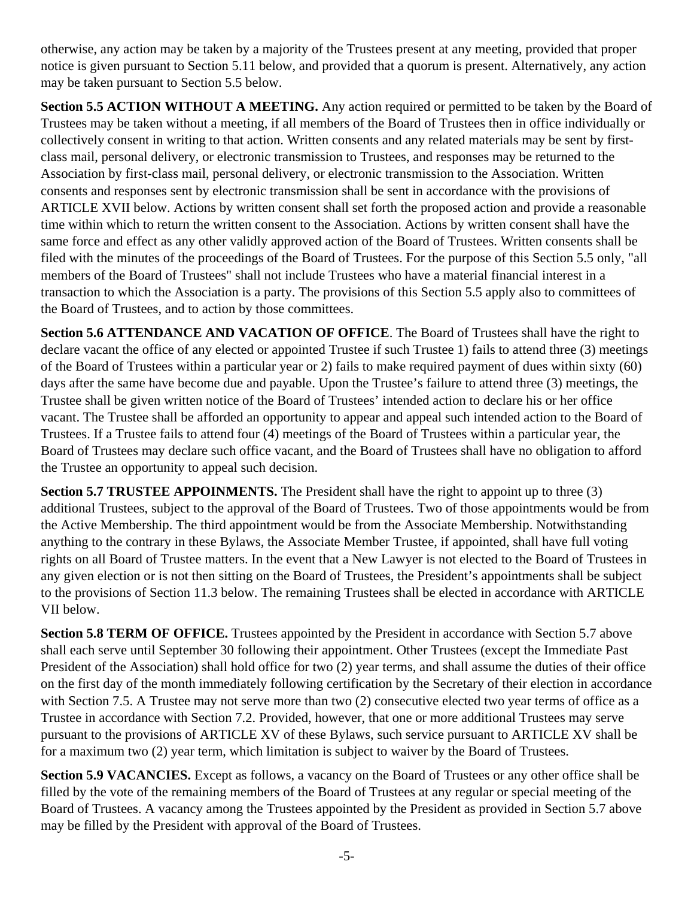otherwise, any action may be taken by a majority of the Trustees present at any meeting, provided that proper notice is given pursuant to Section 5.11 below, and provided that a quorum is present. Alternatively, any action may be taken pursuant to Section 5.5 below.

**Section 5.5 ACTION WITHOUT A MEETING.** Any action required or permitted to be taken by the Board of Trustees may be taken without a meeting, if all members of the Board of Trustees then in office individually or collectively consent in writing to that action. Written consents and any related materials may be sent by first-class mail, personal delivery, or electronic transmission to Trustees, and responses may be returned to the Association by first-class mail, personal delivery, or electronic transmission to the Association. Written consents and responses sent by electronic transmission shall be sent in accordance with the provisions of ARTICLE XVII below. Actions by written consent shall set forth the proposed action and provide a reasonable time within which to return the written consent to the Association. Actions by written consent shall have the same force and effect as any other validly approved action of the Board of Trustees. Written consents shall be filed with the minutes of the proceedings of the Board of Trustees. For the purpose of this Section 5.5 only, "all members of the Board of Trustees" shall not include Trustees who have a material financial interest in a transaction to which the Association is a party. The provisions of this Section 5.5 apply also to committees of the Board of Trustees, and to action by those committees.

**Section 5.6 ATTENDANCE AND VACATION OF OFFICE**. The Board of Trustees shall have the right to declare vacant the office of any elected or appointed Trustee if such Trustee 1) fails to attend three (3) meetings of the Board of Trustees within a particular year or 2) fails to make required payment of dues within sixty (60) days after the same have become due and payable. Upon the Trustee's failure to attend three (3) meetings, the Trustee shall be given written notice of the Board of Trustees' intended action to declare his or her office vacant. The Trustee shall be afforded an opportunity to appear and appeal such intended action to the Board of Trustees. If a Trustee fails to attend four (4) meetings of the Board of Trustees within a particular year, the Board of Trustees may declare such office vacant, and the Board of Trustees shall have no obligation to afford the Trustee an opportunity to appeal such decision.

**Section 5.7 TRUSTEE APPOINMENTS.** The President shall have the right to appoint up to three (3) additional Trustees, subject to the approval of the Board of Trustees. Two of those appointments would be from the Active Membership. The third appointment would be from the Associate Membership. Notwithstanding anything to the contrary in these Bylaws, the Associate Member Trustee, if appointed, shall have full voting rights on all Board of Trustee matters. In the event that a New Lawyer is not elected to the Board of Trustees in any given election or is not then sitting on the Board of Trustees, the President's appointments shall be subject to the provisions of Section 11.3 below. The remaining Trustees shall be elected in accordance with ARTICLE VII below.

**Section 5.8 TERM OF OFFICE.** Trustees appointed by the President in accordance with Section 5.7 above shall each serve until September 30 following their appointment. Other Trustees (except the Immediate Past President of the Association) shall hold office for two (2) year terms, and shall assume the duties of their office on the first day of the month immediately following certification by the Secretary of their election in accordance with Section 7.5. A Trustee may not serve more than two (2) consecutive elected two year terms of office as a Trustee in accordance with Section 7.2. Provided, however, that one or more additional Trustees may serve pursuant to the provisions of ARTICLE XV of these Bylaws, such service pursuant to ARTICLE XV shall be for a maximum two (2) year term, which limitation is subject to waiver by the Board of Trustees.

**Section 5.9 VACANCIES.** Except as follows, a vacancy on the Board of Trustees or any other office shall be filled by the vote of the remaining members of the Board of Trustees at any regular or special meeting of the Board of Trustees. A vacancy among the Trustees appointed by the President as provided in Section 5.7 above may be filled by the President with approval of the Board of Trustees.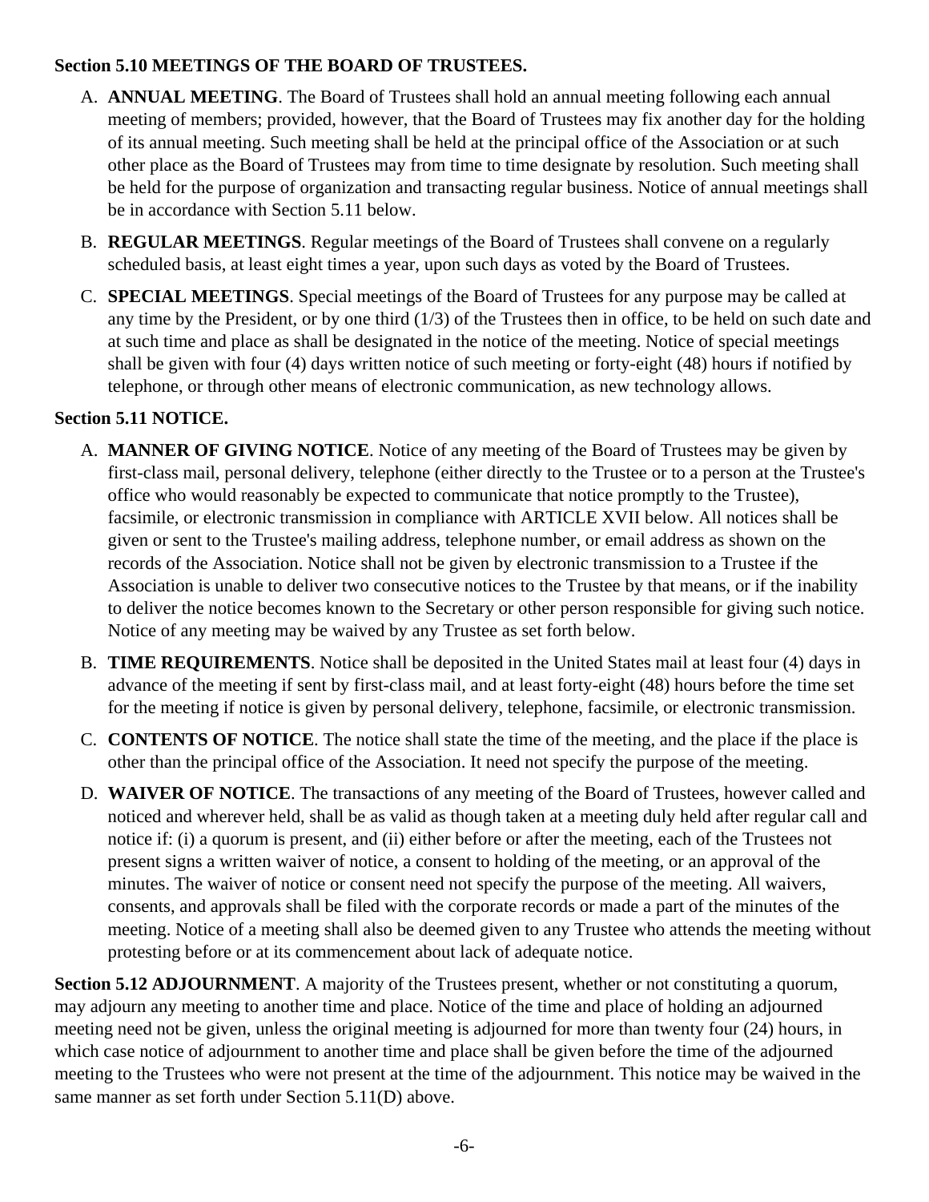**Section 5.10 MEETINGS OF THE BOARD OF TRUSTEES.**

A. **ANNUAL MEETING**. The Board of Trustees shall hold an annual meeting following each annual meeting of members; provided, however, that the Board of Trustees may fix another day for the holding of its annual meeting. Such meeting shall be held at the principal office of the Association or at such other place as the Board of Trustees may from time to time designate by resolution. Such meeting shall be held for the purpose of organization and transacting regular business. Notice of annual meetings shall be in accordance with Section 5.11 below.

B. **REGULAR MEETINGS**. Regular meetings of the Board of Trustees shall convene on a regularly scheduled basis, at least eight times a year, upon such days as voted by the Board of Trustees.

C. **SPECIAL MEETINGS**. Special meetings of the Board of Trustees for any purpose may be called at any time by the President, or by one third (1/3) of the Trustees then in office, to be held on such date and at such time and place as shall be designated in the notice of the meeting. Notice of special meetings shall be given with four (4) days written notice of such meeting or forty-eight (48) hours if notified by telephone, or through other means of electronic communication, as new technology allows.

**Section 5.11 NOTICE.**

A. **MANNER OF GIVING NOTICE**. Notice of any meeting of the Board of Trustees may be given by first-class mail, personal delivery, telephone (either directly to the Trustee or to a person at the Trustee's office who would reasonably be expected to communicate that notice promptly to the Trustee), facsimile, or electronic transmission in compliance with ARTICLE XVII below. All notices shall be given or sent to the Trustee's mailing address, telephone number, or email address as shown on the records of the Association. Notice shall not be given by electronic transmission to a Trustee if the Association is unable to deliver two consecutive notices to the Trustee by that means, or if the inability to deliver the notice becomes known to the Secretary or other person responsible for giving such notice. Notice of any meeting may be waived by any Trustee as set forth below.

B. **TIME REQUIREMENTS**. Notice shall be deposited in the United States mail at least four (4) days in advance of the meeting if sent by first-class mail, and at least forty-eight (48) hours before the time set for the meeting if notice is given by personal delivery, telephone, facsimile, or electronic transmission.

C. **CONTENTS OF NOTICE**. The notice shall state the time of the meeting, and the place if the place is other than the principal office of the Association. It need not specify the purpose of the meeting.

D. **WAIVER OF NOTICE**. The transactions of any meeting of the Board of Trustees, however called and noticed and wherever held, shall be as valid as though taken at a meeting duly held after regular call and notice if: (i) a quorum is present, and (ii) either before or after the meeting, each of the Trustees not present signs a written waiver of notice, a consent to holding of the meeting, or an approval of the minutes. The waiver of notice or consent need not specify the purpose of the meeting. All waivers, consents, and approvals shall be filed with the corporate records or made a part of the minutes of the meeting. Notice of a meeting shall also be deemed given to any Trustee who attends the meeting without protesting before or at its commencement about lack of adequate notice.

**Section 5.12 ADJOURNMENT**. A majority of the Trustees present, whether or not constituting a quorum, may adjourn any meeting to another time and place. Notice of the time and place of holding an adjourned meeting need not be given, unless the original meeting is adjourned for more than twenty four (24) hours, in which case notice of adjournment to another time and place shall be given before the time of the adjourned meeting to the Trustees who were not present at the time of the adjournment. This notice may be waived in the same manner as set forth under Section 5.11(D) above.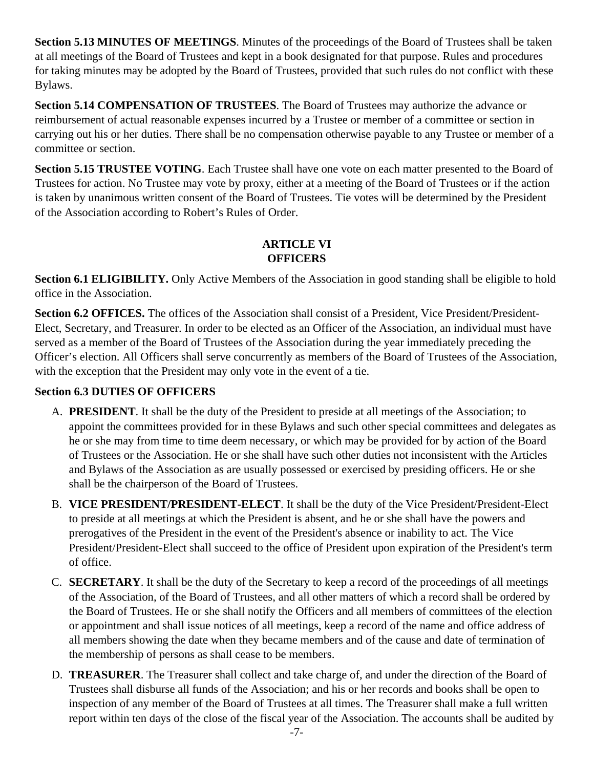**Section 5.13 MINUTES OF MEETINGS**. Minutes of the proceedings of the Board of Trustees shall be taken at all meetings of the Board of Trustees and kept in a book designated for that purpose. Rules and procedures for taking minutes may be adopted by the Board of Trustees, provided that such rules do not conflict with these Bylaws.

**Section 5.14 COMPENSATION OF TRUSTEES**. The Board of Trustees may authorize the advance or reimbursement of actual reasonable expenses incurred by a Trustee or member of a committee or section in carrying out his or her duties. There shall be no compensation otherwise payable to any Trustee or member of a committee or section.

**Section 5.15 TRUSTEE VOTING**. Each Trustee shall have one vote on each matter presented to the Board of Trustees for action. No Trustee may vote by proxy, either at a meeting of the Board of Trustees or if the action is taken by unanimous written consent of the Board of Trustees. Tie votes will be determined by the President of the Association according to Robert's Rules of Order.

## ARTICLE VI
## OFFICERS

**Section 6.1 ELIGIBILITY.** Only Active Members of the Association in good standing shall be eligible to hold office in the Association.

**Section 6.2 OFFICES.** The offices of the Association shall consist of a President, Vice President/President-Elect, Secretary, and Treasurer. In order to be elected as an Officer of the Association, an individual must have served as a member of the Board of Trustees of the Association during the year immediately preceding the Officer's election. All Officers shall serve concurrently as members of the Board of Trustees of the Association, with the exception that the President may only vote in the event of a tie.

**Section 6.3 DUTIES OF OFFICERS**

A. **PRESIDENT**. It shall be the duty of the President to preside at all meetings of the Association; to appoint the committees provided for in these Bylaws and such other special committees and delegates as he or she may from time to time deem necessary, or which may be provided for by action of the Board of Trustees or the Association. He or she shall have such other duties not inconsistent with the Articles and Bylaws of the Association as are usually possessed or exercised by presiding officers. He or she shall be the chairperson of the Board of Trustees.

B. **VICE PRESIDENT/PRESIDENT-ELECT**. It shall be the duty of the Vice President/President-Elect to preside at all meetings at which the President is absent, and he or she shall have the powers and prerogatives of the President in the event of the President's absence or inability to act. The Vice President/President-Elect shall succeed to the office of President upon expiration of the President's term of office.

C. **SECRETARY**. It shall be the duty of the Secretary to keep a record of the proceedings of all meetings of the Association, of the Board of Trustees, and all other matters of which a record shall be ordered by the Board of Trustees. He or she shall notify the Officers and all members of committees of the election or appointment and shall issue notices of all meetings, keep a record of the name and office address of all members showing the date when they became members and of the cause and date of termination of the membership of persons as shall cease to be members.

D. **TREASURER**. The Treasurer shall collect and take charge of, and under the direction of the Board of Trustees shall disburse all funds of the Association; and his or her records and books shall be open to inspection of any member of the Board of Trustees at all times. The Treasurer shall make a full written report within ten days of the close of the fiscal year of the Association. The accounts shall be audited by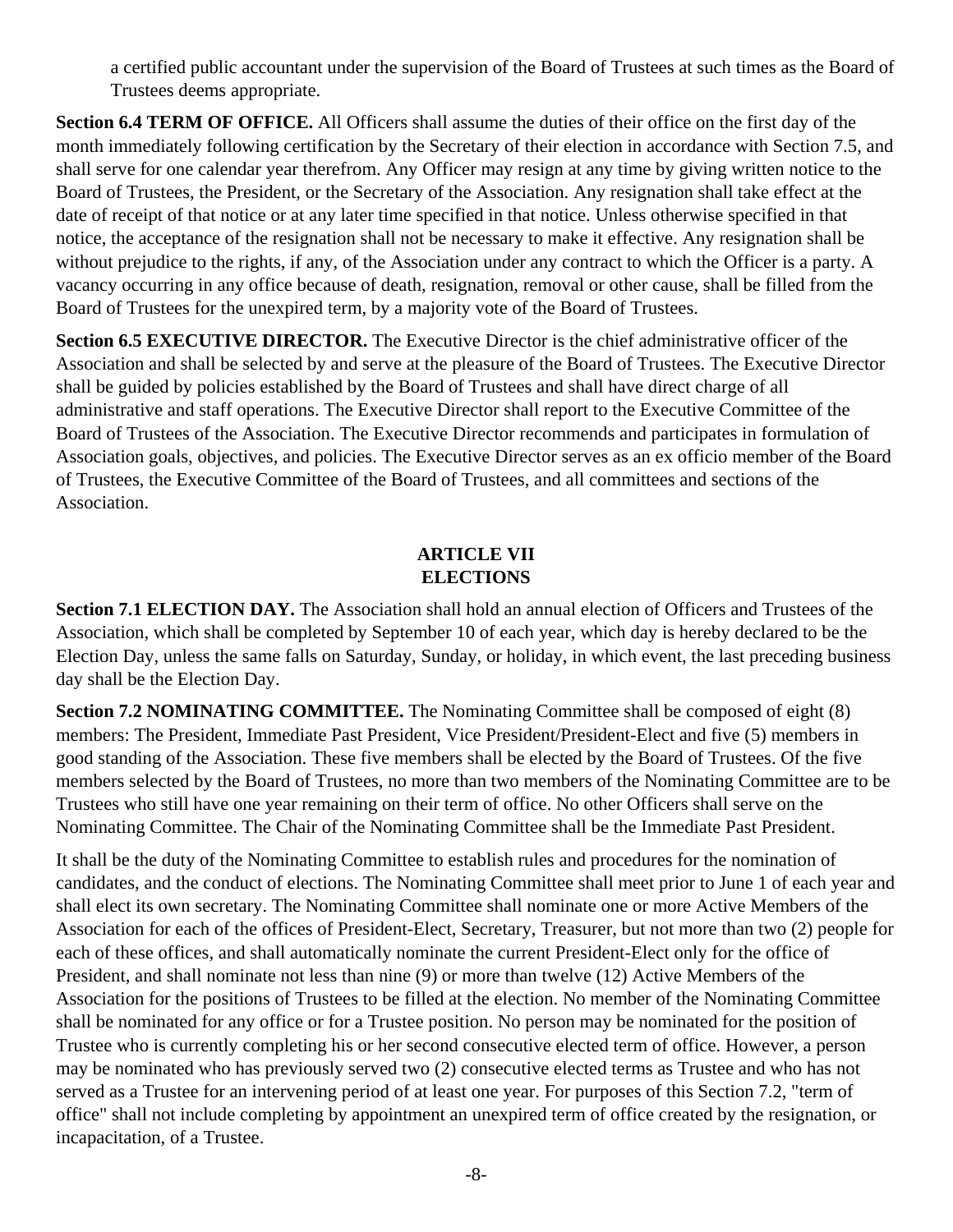a certified public accountant under the supervision of the Board of Trustees at such times as the Board of Trustees deems appropriate.

**Section 6.4 TERM OF OFFICE.** All Officers shall assume the duties of their office on the first day of the month immediately following certification by the Secretary of their election in accordance with Section 7.5, and shall serve for one calendar year therefrom. Any Officer may resign at any time by giving written notice to the Board of Trustees, the President, or the Secretary of the Association. Any resignation shall take effect at the date of receipt of that notice or at any later time specified in that notice. Unless otherwise specified in that notice, the acceptance of the resignation shall not be necessary to make it effective. Any resignation shall be without prejudice to the rights, if any, of the Association under any contract to which the Officer is a party. A vacancy occurring in any office because of death, resignation, removal or other cause, shall be filled from the Board of Trustees for the unexpired term, by a majority vote of the Board of Trustees.

**Section 6.5 EXECUTIVE DIRECTOR.** The Executive Director is the chief administrative officer of the Association and shall be selected by and serve at the pleasure of the Board of Trustees. The Executive Director shall be guided by policies established by the Board of Trustees and shall have direct charge of all administrative and staff operations. The Executive Director shall report to the Executive Committee of the Board of Trustees of the Association. The Executive Director recommends and participates in formulation of Association goals, objectives, and policies. The Executive Director serves as an ex officio member of the Board of Trustees, the Executive Committee of the Board of Trustees, and all committees and sections of the Association.

## ARTICLE VII
## ELECTIONS

**Section 7.1 ELECTION DAY.** The Association shall hold an annual election of Officers and Trustees of the Association, which shall be completed by September 10 of each year, which day is hereby declared to be the Election Day, unless the same falls on Saturday, Sunday, or holiday, in which event, the last preceding business day shall be the Election Day.

**Section 7.2 NOMINATING COMMITTEE.** The Nominating Committee shall be composed of eight (8) members: The President, Immediate Past President, Vice President/President-Elect and five (5) members in good standing of the Association. These five members shall be elected by the Board of Trustees. Of the five members selected by the Board of Trustees, no more than two members of the Nominating Committee are to be Trustees who still have one year remaining on their term of office. No other Officers shall serve on the Nominating Committee. The Chair of the Nominating Committee shall be the Immediate Past President.

It shall be the duty of the Nominating Committee to establish rules and procedures for the nomination of candidates, and the conduct of elections. The Nominating Committee shall meet prior to June 1 of each year and shall elect its own secretary. The Nominating Committee shall nominate one or more Active Members of the Association for each of the offices of President-Elect, Secretary, Treasurer, but not more than two (2) people for each of these offices, and shall automatically nominate the current President-Elect only for the office of President, and shall nominate not less than nine (9) or more than twelve (12) Active Members of the Association for the positions of Trustees to be filled at the election. No member of the Nominating Committee shall be nominated for any office or for a Trustee position. No person may be nominated for the position of Trustee who is currently completing his or her second consecutive elected term of office. However, a person may be nominated who has previously served two (2) consecutive elected terms as Trustee and who has not served as a Trustee for an intervening period of at least one year. For purposes of this Section 7.2, "term of office" shall not include completing by appointment an unexpired term of office created by the resignation, or incapacitation, of a Trustee.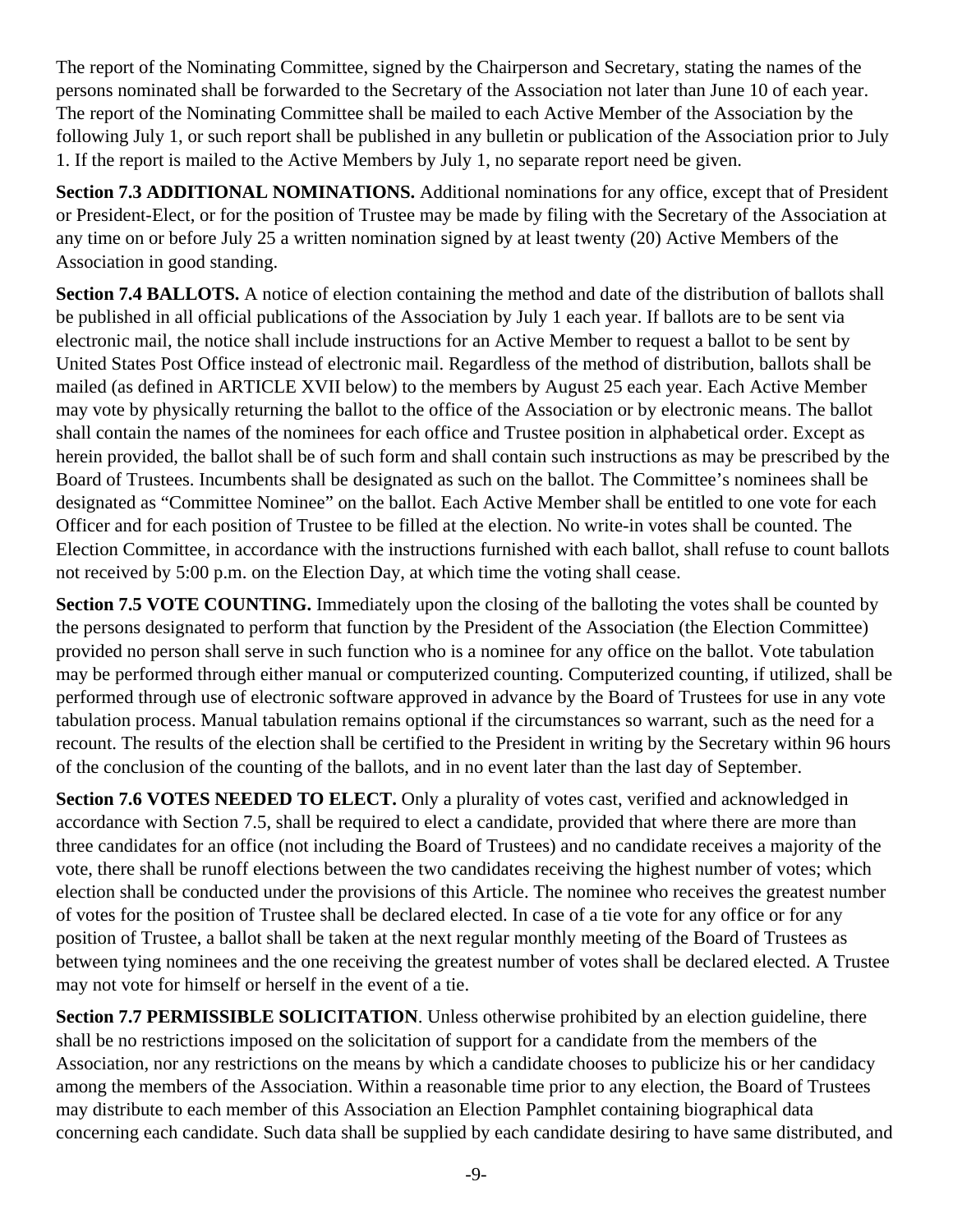The report of the Nominating Committee, signed by the Chairperson and Secretary, stating the names of the persons nominated shall be forwarded to the Secretary of the Association not later than June 10 of each year. The report of the Nominating Committee shall be mailed to each Active Member of the Association by the following July 1, or such report shall be published in any bulletin or publication of the Association prior to July 1. If the report is mailed to the Active Members by July 1, no separate report need be given.

**Section 7.3 ADDITIONAL NOMINATIONS.** Additional nominations for any office, except that of President or President-Elect, or for the position of Trustee may be made by filing with the Secretary of the Association at any time on or before July 25 a written nomination signed by at least twenty (20) Active Members of the Association in good standing.

**Section 7.4 BALLOTS.** A notice of election containing the method and date of the distribution of ballots shall be published in all official publications of the Association by July 1 each year. If ballots are to be sent via electronic mail, the notice shall include instructions for an Active Member to request a ballot to be sent by United States Post Office instead of electronic mail. Regardless of the method of distribution, ballots shall be mailed (as defined in ARTICLE XVII below) to the members by August 25 each year. Each Active Member may vote by physically returning the ballot to the office of the Association or by electronic means. The ballot shall contain the names of the nominees for each office and Trustee position in alphabetical order. Except as herein provided, the ballot shall be of such form and shall contain such instructions as may be prescribed by the Board of Trustees. Incumbents shall be designated as such on the ballot. The Committee's nominees shall be designated as "Committee Nominee" on the ballot. Each Active Member shall be entitled to one vote for each Officer and for each position of Trustee to be filled at the election. No write-in votes shall be counted. The Election Committee, in accordance with the instructions furnished with each ballot, shall refuse to count ballots not received by 5:00 p.m. on the Election Day, at which time the voting shall cease.

**Section 7.5 VOTE COUNTING.** Immediately upon the closing of the balloting the votes shall be counted by the persons designated to perform that function by the President of the Association (the Election Committee) provided no person shall serve in such function who is a nominee for any office on the ballot. Vote tabulation may be performed through either manual or computerized counting. Computerized counting, if utilized, shall be performed through use of electronic software approved in advance by the Board of Trustees for use in any vote tabulation process. Manual tabulation remains optional if the circumstances so warrant, such as the need for a recount. The results of the election shall be certified to the President in writing by the Secretary within 96 hours of the conclusion of the counting of the ballots, and in no event later than the last day of September.

**Section 7.6 VOTES NEEDED TO ELECT.** Only a plurality of votes cast, verified and acknowledged in accordance with Section 7.5, shall be required to elect a candidate, provided that where there are more than three candidates for an office (not including the Board of Trustees) and no candidate receives a majority of the vote, there shall be runoff elections between the two candidates receiving the highest number of votes; which election shall be conducted under the provisions of this Article. The nominee who receives the greatest number of votes for the position of Trustee shall be declared elected. In case of a tie vote for any office or for any position of Trustee, a ballot shall be taken at the next regular monthly meeting of the Board of Trustees as between tying nominees and the one receiving the greatest number of votes shall be declared elected. A Trustee may not vote for himself or herself in the event of a tie.

**Section 7.7 PERMISSIBLE SOLICITATION**. Unless otherwise prohibited by an election guideline, there shall be no restrictions imposed on the solicitation of support for a candidate from the members of the Association, nor any restrictions on the means by which a candidate chooses to publicize his or her candidacy among the members of the Association. Within a reasonable time prior to any election, the Board of Trustees may distribute to each member of this Association an Election Pamphlet containing biographical data concerning each candidate. Such data shall be supplied by each candidate desiring to have same distributed, and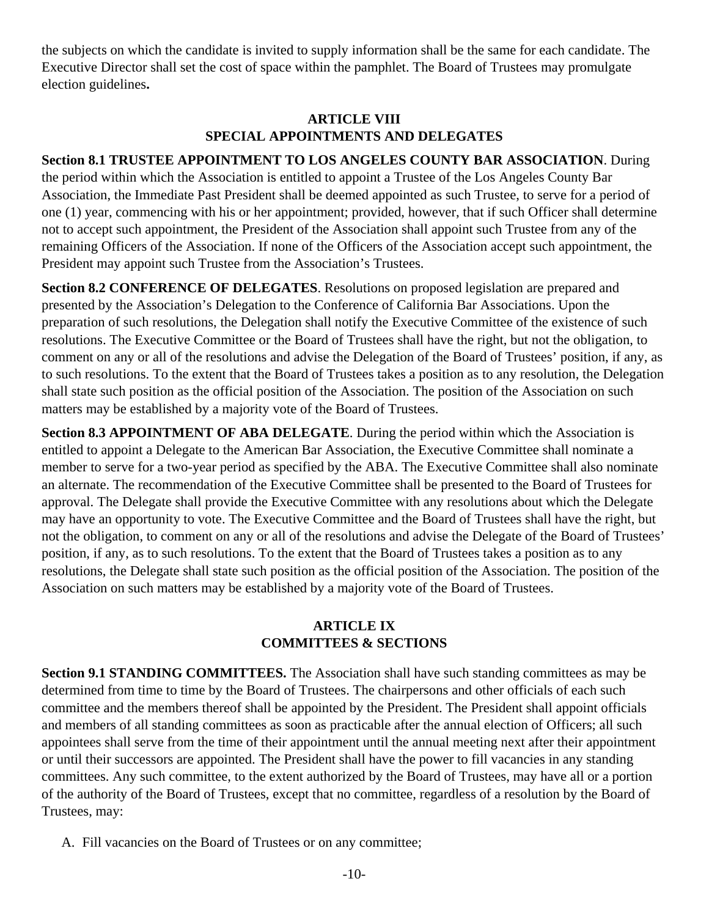the subjects on which the candidate is invited to supply information shall be the same for each candidate. The Executive Director shall set the cost of space within the pamphlet. The Board of Trustees may promulgate election guidelines**.**

## ARTICLE VIII
## SPECIAL APPOINTMENTS AND DELEGATES

**Section 8.1 TRUSTEE APPOINTMENT TO LOS ANGELES COUNTY BAR ASSOCIATION**. During the period within which the Association is entitled to appoint a Trustee of the Los Angeles County Bar Association, the Immediate Past President shall be deemed appointed as such Trustee, to serve for a period of one (1) year, commencing with his or her appointment; provided, however, that if such Officer shall determine not to accept such appointment, the President of the Association shall appoint such Trustee from any of the remaining Officers of the Association. If none of the Officers of the Association accept such appointment, the President may appoint such Trustee from the Association's Trustees.

**Section 8.2 CONFERENCE OF DELEGATES**. Resolutions on proposed legislation are prepared and presented by the Association's Delegation to the Conference of California Bar Associations. Upon the preparation of such resolutions, the Delegation shall notify the Executive Committee of the existence of such resolutions. The Executive Committee or the Board of Trustees shall have the right, but not the obligation, to comment on any or all of the resolutions and advise the Delegation of the Board of Trustees' position, if any, as to such resolutions. To the extent that the Board of Trustees takes a position as to any resolution, the Delegation shall state such position as the official position of the Association. The position of the Association on such matters may be established by a majority vote of the Board of Trustees.

**Section 8.3 APPOINTMENT OF ABA DELEGATE**. During the period within which the Association is entitled to appoint a Delegate to the American Bar Association, the Executive Committee shall nominate a member to serve for a two-year period as specified by the ABA. The Executive Committee shall also nominate an alternate. The recommendation of the Executive Committee shall be presented to the Board of Trustees for approval. The Delegate shall provide the Executive Committee with any resolutions about which the Delegate may have an opportunity to vote. The Executive Committee and the Board of Trustees shall have the right, but not the obligation, to comment on any or all of the resolutions and advise the Delegate of the Board of Trustees' position, if any, as to such resolutions. To the extent that the Board of Trustees takes a position as to any resolutions, the Delegate shall state such position as the official position of the Association. The position of the Association on such matters may be established by a majority vote of the Board of Trustees.

## ARTICLE IX
## COMMITTEES & SECTIONS

**Section 9.1 STANDING COMMITTEES.** The Association shall have such standing committees as may be determined from time to time by the Board of Trustees. The chairpersons and other officials of each such committee and the members thereof shall be appointed by the President. The President shall appoint officials and members of all standing committees as soon as practicable after the annual election of Officers; all such appointees shall serve from the time of their appointment until the annual meeting next after their appointment or until their successors are appointed. The President shall have the power to fill vacancies in any standing committees. Any such committee, to the extent authorized by the Board of Trustees, may have all or a portion of the authority of the Board of Trustees, except that no committee, regardless of a resolution by the Board of Trustees, may:

A. Fill vacancies on the Board of Trustees or on any committee;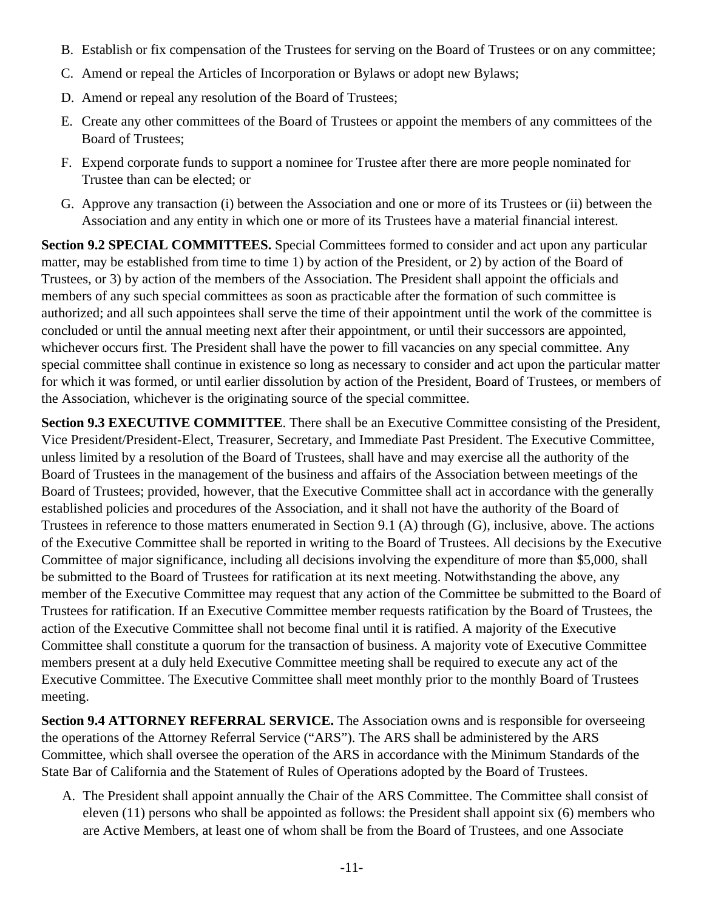B. Establish or fix compensation of the Trustees for serving on the Board of Trustees or on any committee;

C. Amend or repeal the Articles of Incorporation or Bylaws or adopt new Bylaws;

D. Amend or repeal any resolution of the Board of Trustees;

E. Create any other committees of the Board of Trustees or appoint the members of any committees of the Board of Trustees;

F. Expend corporate funds to support a nominee for Trustee after there are more people nominated for Trustee than can be elected; or

G. Approve any transaction (i) between the Association and one or more of its Trustees or (ii) between the Association and any entity in which one or more of its Trustees have a material financial interest.

**Section 9.2 SPECIAL COMMITTEES.** Special Committees formed to consider and act upon any particular matter, may be established from time to time 1) by action of the President, or 2) by action of the Board of Trustees, or 3) by action of the members of the Association. The President shall appoint the officials and members of any such special committees as soon as practicable after the formation of such committee is authorized; and all such appointees shall serve the time of their appointment until the work of the committee is concluded or until the annual meeting next after their appointment, or until their successors are appointed, whichever occurs first. The President shall have the power to fill vacancies on any special committee. Any special committee shall continue in existence so long as necessary to consider and act upon the particular matter for which it was formed, or until earlier dissolution by action of the President, Board of Trustees, or members of the Association, whichever is the originating source of the special committee.

**Section 9.3 EXECUTIVE COMMITTEE**. There shall be an Executive Committee consisting of the President, Vice President/President-Elect, Treasurer, Secretary, and Immediate Past President. The Executive Committee, unless limited by a resolution of the Board of Trustees, shall have and may exercise all the authority of the Board of Trustees in the management of the business and affairs of the Association between meetings of the Board of Trustees; provided, however, that the Executive Committee shall act in accordance with the generally established policies and procedures of the Association, and it shall not have the authority of the Board of Trustees in reference to those matters enumerated in Section 9.1 (A) through (G), inclusive, above. The actions of the Executive Committee shall be reported in writing to the Board of Trustees. All decisions by the Executive Committee of major significance, including all decisions involving the expenditure of more than $5,000, shall be submitted to the Board of Trustees for ratification at its next meeting. Notwithstanding the above, any member of the Executive Committee may request that any action of the Committee be submitted to the Board of Trustees for ratification. If an Executive Committee member requests ratification by the Board of Trustees, the action of the Executive Committee shall not become final until it is ratified. A majority of the Executive Committee shall constitute a quorum for the transaction of business. A majority vote of Executive Committee members present at a duly held Executive Committee meeting shall be required to execute any act of the Executive Committee. The Executive Committee shall meet monthly prior to the monthly Board of Trustees meeting.

**Section 9.4 ATTORNEY REFERRAL SERVICE.** The Association owns and is responsible for overseeing the operations of the Attorney Referral Service ("ARS"). The ARS shall be administered by the ARS Committee, which shall oversee the operation of the ARS in accordance with the Minimum Standards of the State Bar of California and the Statement of Rules of Operations adopted by the Board of Trustees.

A. The President shall appoint annually the Chair of the ARS Committee. The Committee shall consist of eleven (11) persons who shall be appointed as follows: the President shall appoint six (6) members who are Active Members, at least one of whom shall be from the Board of Trustees, and one Associate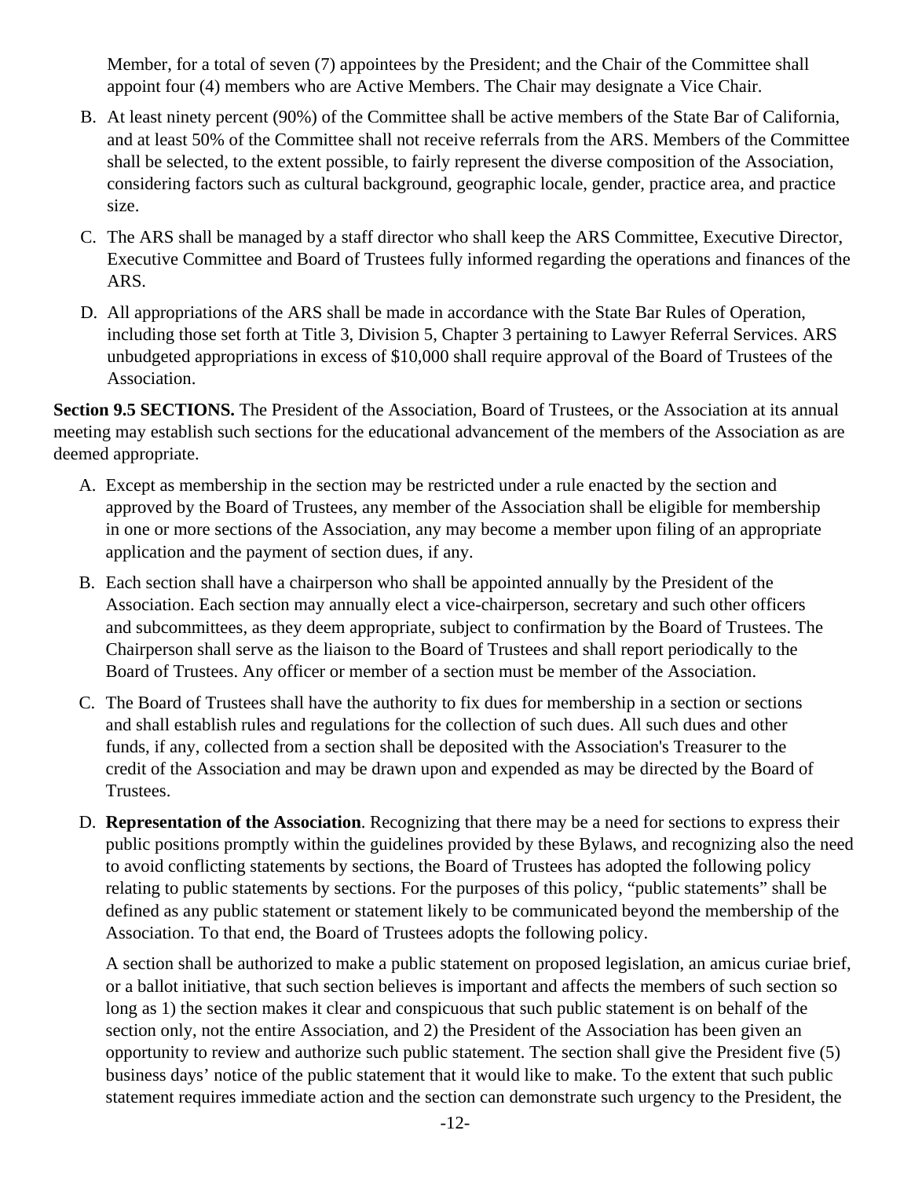Member, for a total of seven (7) appointees by the President; and the Chair of the Committee shall appoint four (4) members who are Active Members. The Chair may designate a Vice Chair.

B. At least ninety percent (90%) of the Committee shall be active members of the State Bar of California, and at least 50% of the Committee shall not receive referrals from the ARS. Members of the Committee shall be selected, to the extent possible, to fairly represent the diverse composition of the Association, considering factors such as cultural background, geographic locale, gender, practice area, and practice size.

C. The ARS shall be managed by a staff director who shall keep the ARS Committee, Executive Director, Executive Committee and Board of Trustees fully informed regarding the operations and finances of the ARS.

D. All appropriations of the ARS shall be made in accordance with the State Bar Rules of Operation, including those set forth at Title 3, Division 5, Chapter 3 pertaining to Lawyer Referral Services. ARS unbudgeted appropriations in excess of $10,000 shall require approval of the Board of Trustees of the Association.

**Section 9.5 SECTIONS.** The President of the Association, Board of Trustees, or the Association at its annual meeting may establish such sections for the educational advancement of the members of the Association as are deemed appropriate.

A. Except as membership in the section may be restricted under a rule enacted by the section and approved by the Board of Trustees, any member of the Association shall be eligible for membership in one or more sections of the Association, any may become a member upon filing of an appropriate application and the payment of section dues, if any.

B. Each section shall have a chairperson who shall be appointed annually by the President of the Association. Each section may annually elect a vice-chairperson, secretary and such other officers and subcommittees, as they deem appropriate, subject to confirmation by the Board of Trustees. The Chairperson shall serve as the liaison to the Board of Trustees and shall report periodically to the Board of Trustees. Any officer or member of a section must be member of the Association.

C. The Board of Trustees shall have the authority to fix dues for membership in a section or sections and shall establish rules and regulations for the collection of such dues. All such dues and other funds, if any, collected from a section shall be deposited with the Association's Treasurer to the credit of the Association and may be drawn upon and expended as may be directed by the Board of Trustees.

D. **Representation of the Association**. Recognizing that there may be a need for sections to express their public positions promptly within the guidelines provided by these Bylaws, and recognizing also the need to avoid conflicting statements by sections, the Board of Trustees has adopted the following policy relating to public statements by sections. For the purposes of this policy, "public statements" shall be defined as any public statement or statement likely to be communicated beyond the membership of the Association. To that end, the Board of Trustees adopts the following policy.

   A section shall be authorized to make a public statement on proposed legislation, an amicus curiae brief, or a ballot initiative, that such section believes is important and affects the members of such section so long as 1) the section makes it clear and conspicuous that such public statement is on behalf of the section only, not the entire Association, and 2) the President of the Association has been given an opportunity to review and authorize such public statement. The section shall give the President five (5) business days' notice of the public statement that it would like to make. To the extent that such public statement requires immediate action and the section can demonstrate such urgency to the President, the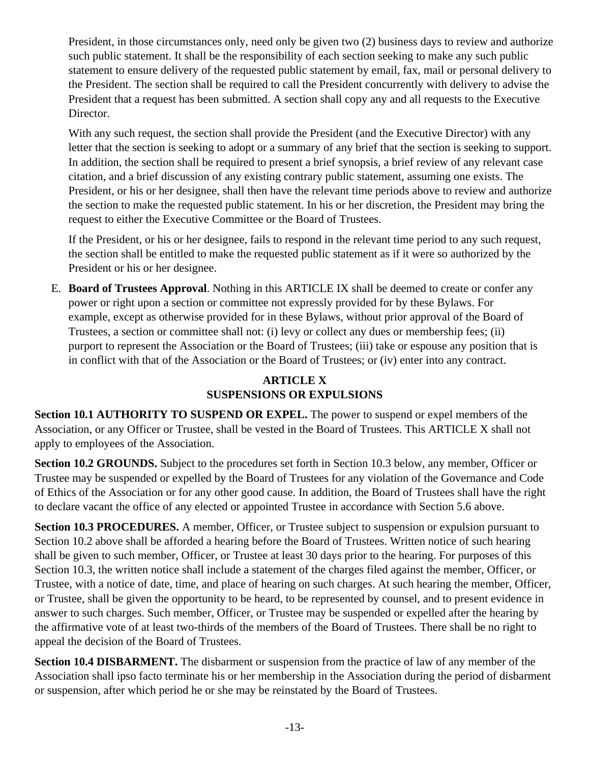President, in those circumstances only, need only be given two (2) business days to review and authorize such public statement. It shall be the responsibility of each section seeking to make any such public statement to ensure delivery of the requested public statement by email, fax, mail or personal delivery to the President. The section shall be required to call the President concurrently with delivery to advise the President that a request has been submitted. A section shall copy any and all requests to the Executive Director.

With any such request, the section shall provide the President (and the Executive Director) with any letter that the section is seeking to adopt or a summary of any brief that the section is seeking to support. In addition, the section shall be required to present a brief synopsis, a brief review of any relevant case citation, and a brief discussion of any existing contrary public statement, assuming one exists. The President, or his or her designee, shall then have the relevant time periods above to review and authorize the section to make the requested public statement. In his or her discretion, the President may bring the request to either the Executive Committee or the Board of Trustees.

If the President, or his or her designee, fails to respond in the relevant time period to any such request, the section shall be entitled to make the requested public statement as if it were so authorized by the President or his or her designee.

E. **Board of Trustees Approval**. Nothing in this ARTICLE IX shall be deemed to create or confer any power or right upon a section or committee not expressly provided for by these Bylaws. For example, except as otherwise provided for in these Bylaws, without prior approval of the Board of Trustees, a section or committee shall not: (i) levy or collect any dues or membership fees; (ii) purport to represent the Association or the Board of Trustees; (iii) take or espouse any position that is in conflict with that of the Association or the Board of Trustees; or (iv) enter into any contract.

## ARTICLE X
## SUSPENSIONS OR EXPULSIONS

**Section 10.1 AUTHORITY TO SUSPEND OR EXPEL.** The power to suspend or expel members of the Association, or any Officer or Trustee, shall be vested in the Board of Trustees. This ARTICLE X shall not apply to employees of the Association.

**Section 10.2 GROUNDS.** Subject to the procedures set forth in Section 10.3 below, any member, Officer or Trustee may be suspended or expelled by the Board of Trustees for any violation of the Governance and Code of Ethics of the Association or for any other good cause. In addition, the Board of Trustees shall have the right to declare vacant the office of any elected or appointed Trustee in accordance with Section 5.6 above.

**Section 10.3 PROCEDURES.** A member, Officer, or Trustee subject to suspension or expulsion pursuant to Section 10.2 above shall be afforded a hearing before the Board of Trustees. Written notice of such hearing shall be given to such member, Officer, or Trustee at least 30 days prior to the hearing. For purposes of this Section 10.3, the written notice shall include a statement of the charges filed against the member, Officer, or Trustee, with a notice of date, time, and place of hearing on such charges. At such hearing the member, Officer, or Trustee, shall be given the opportunity to be heard, to be represented by counsel, and to present evidence in answer to such charges. Such member, Officer, or Trustee may be suspended or expelled after the hearing by the affirmative vote of at least two-thirds of the members of the Board of Trustees. There shall be no right to appeal the decision of the Board of Trustees.

**Section 10.4 DISBARMENT.** The disbarment or suspension from the practice of law of any member of the Association shall ipso facto terminate his or her membership in the Association during the period of disbarment or suspension, after which period he or she may be reinstated by the Board of Trustees.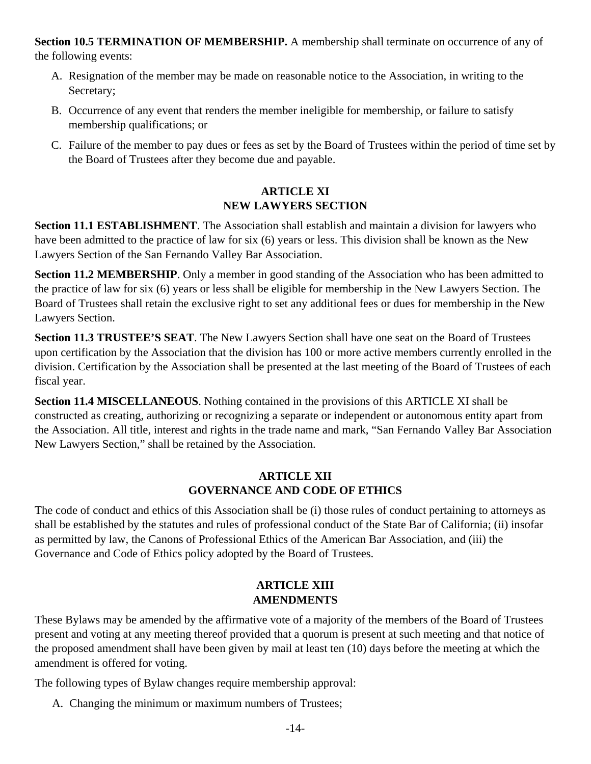**Section 10.5 TERMINATION OF MEMBERSHIP.** A membership shall terminate on occurrence of any of the following events:

A. Resignation of the member may be made on reasonable notice to the Association, in writing to the Secretary;

B. Occurrence of any event that renders the member ineligible for membership, or failure to satisfy membership qualifications; or

C. Failure of the member to pay dues or fees as set by the Board of Trustees within the period of time set by the Board of Trustees after they become due and payable.

## ARTICLE XI
## NEW LAWYERS SECTION

**Section 11.1 ESTABLISHMENT**. The Association shall establish and maintain a division for lawyers who have been admitted to the practice of law for six (6) years or less. This division shall be known as the New Lawyers Section of the San Fernando Valley Bar Association.

**Section 11.2 MEMBERSHIP**. Only a member in good standing of the Association who has been admitted to the practice of law for six (6) years or less shall be eligible for membership in the New Lawyers Section. The Board of Trustees shall retain the exclusive right to set any additional fees or dues for membership in the New Lawyers Section.

**Section 11.3 TRUSTEE'S SEAT**. The New Lawyers Section shall have one seat on the Board of Trustees upon certification by the Association that the division has 100 or more active members currently enrolled in the division. Certification by the Association shall be presented at the last meeting of the Board of Trustees of each fiscal year.

**Section 11.4 MISCELLANEOUS**. Nothing contained in the provisions of this ARTICLE XI shall be constructed as creating, authorizing or recognizing a separate or independent or autonomous entity apart from the Association. All title, interest and rights in the trade name and mark, "San Fernando Valley Bar Association New Lawyers Section," shall be retained by the Association.

## ARTICLE XII
## GOVERNANCE AND CODE OF ETHICS

The code of conduct and ethics of this Association shall be (i) those rules of conduct pertaining to attorneys as shall be established by the statutes and rules of professional conduct of the State Bar of California; (ii) insofar as permitted by law, the Canons of Professional Ethics of the American Bar Association, and (iii) the Governance and Code of Ethics policy adopted by the Board of Trustees.

## ARTICLE XIII
## AMENDMENTS

These Bylaws may be amended by the affirmative vote of a majority of the members of the Board of Trustees present and voting at any meeting thereof provided that a quorum is present at such meeting and that notice of the proposed amendment shall have been given by mail at least ten (10) days before the meeting at which the amendment is offered for voting.

The following types of Bylaw changes require membership approval:

A. Changing the minimum or maximum numbers of Trustees;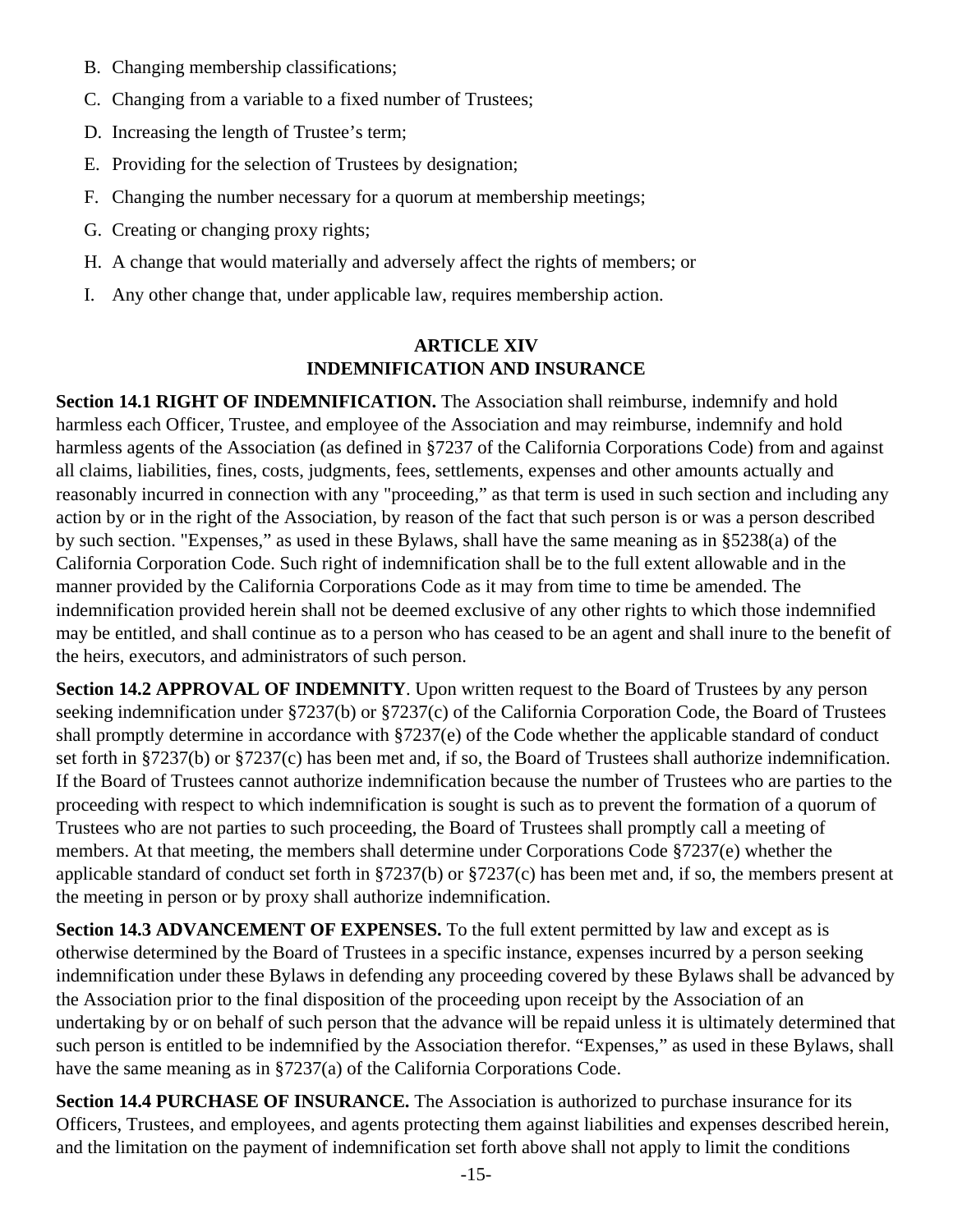B. Changing membership classifications;

C. Changing from a variable to a fixed number of Trustees;

D. Increasing the length of Trustee's term;

E. Providing for the selection of Trustees by designation;

F. Changing the number necessary for a quorum at membership meetings;

G. Creating or changing proxy rights;

H. A change that would materially and adversely affect the rights of members; or

I. Any other change that, under applicable law, requires membership action.

## ARTICLE XIV
## INDEMNIFICATION AND INSURANCE

**Section 14.1 RIGHT OF INDEMNIFICATION.** The Association shall reimburse, indemnify and hold harmless each Officer, Trustee, and employee of the Association and may reimburse, indemnify and hold harmless agents of the Association (as defined in §7237 of the California Corporations Code) from and against all claims, liabilities, fines, costs, judgments, fees, settlements, expenses and other amounts actually and reasonably incurred in connection with any "proceeding," as that term is used in such section and including any action by or in the right of the Association, by reason of the fact that such person is or was a person described by such section. "Expenses," as used in these Bylaws, shall have the same meaning as in §5238(a) of the California Corporation Code. Such right of indemnification shall be to the full extent allowable and in the manner provided by the California Corporations Code as it may from time to time be amended. The indemnification provided herein shall not be deemed exclusive of any other rights to which those indemnified may be entitled, and shall continue as to a person who has ceased to be an agent and shall inure to the benefit of the heirs, executors, and administrators of such person.

**Section 14.2 APPROVAL OF INDEMNITY**. Upon written request to the Board of Trustees by any person seeking indemnification under §7237(b) or §7237(c) of the California Corporation Code, the Board of Trustees shall promptly determine in accordance with §7237(e) of the Code whether the applicable standard of conduct set forth in §7237(b) or §7237(c) has been met and, if so, the Board of Trustees shall authorize indemnification. If the Board of Trustees cannot authorize indemnification because the number of Trustees who are parties to the proceeding with respect to which indemnification is sought is such as to prevent the formation of a quorum of Trustees who are not parties to such proceeding, the Board of Trustees shall promptly call a meeting of members. At that meeting, the members shall determine under Corporations Code §7237(e) whether the applicable standard of conduct set forth in §7237(b) or §7237(c) has been met and, if so, the members present at the meeting in person or by proxy shall authorize indemnification.

**Section 14.3 ADVANCEMENT OF EXPENSES.** To the full extent permitted by law and except as is otherwise determined by the Board of Trustees in a specific instance, expenses incurred by a person seeking indemnification under these Bylaws in defending any proceeding covered by these Bylaws shall be advanced by the Association prior to the final disposition of the proceeding upon receipt by the Association of an undertaking by or on behalf of such person that the advance will be repaid unless it is ultimately determined that such person is entitled to be indemnified by the Association therefor. "Expenses," as used in these Bylaws, shall have the same meaning as in §7237(a) of the California Corporations Code.

**Section 14.4 PURCHASE OF INSURANCE.** The Association is authorized to purchase insurance for its Officers, Trustees, and employees, and agents protecting them against liabilities and expenses described herein, and the limitation on the payment of indemnification set forth above shall not apply to limit the conditions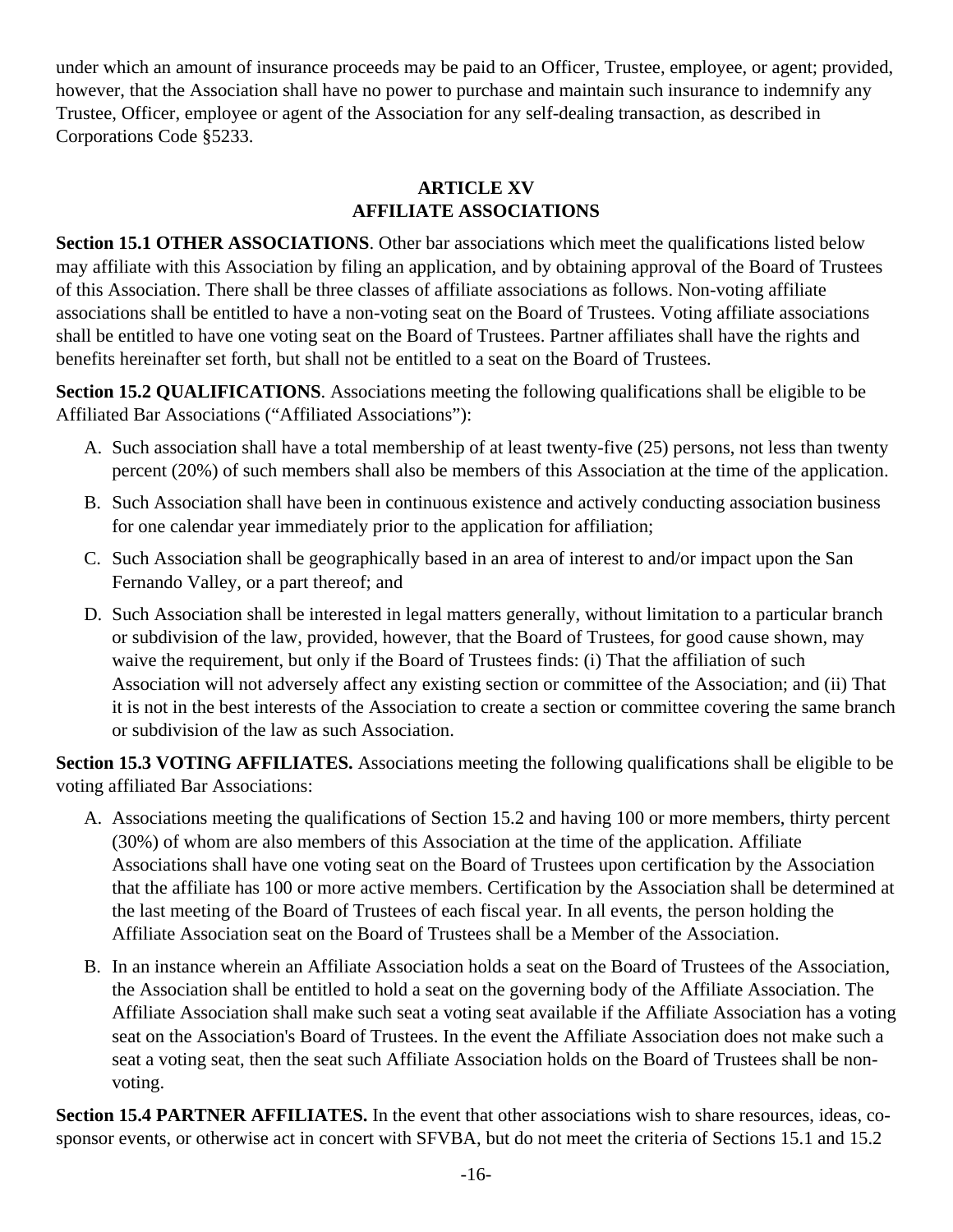under which an amount of insurance proceeds may be paid to an Officer, Trustee, employee, or agent; provided, however, that the Association shall have no power to purchase and maintain such insurance to indemnify any Trustee, Officer, employee or agent of the Association for any self-dealing transaction, as described in Corporations Code §5233.

## ARTICLE XV
## AFFILIATE ASSOCIATIONS

**Section 15.1 OTHER ASSOCIATIONS**. Other bar associations which meet the qualifications listed below may affiliate with this Association by filing an application, and by obtaining approval of the Board of Trustees of this Association. There shall be three classes of affiliate associations as follows. Non-voting affiliate associations shall be entitled to have a non-voting seat on the Board of Trustees. Voting affiliate associations shall be entitled to have one voting seat on the Board of Trustees. Partner affiliates shall have the rights and benefits hereinafter set forth, but shall not be entitled to a seat on the Board of Trustees.

**Section 15.2 QUALIFICATIONS**. Associations meeting the following qualifications shall be eligible to be Affiliated Bar Associations ("Affiliated Associations"):

A. Such association shall have a total membership of at least twenty-five (25) persons, not less than twenty percent (20%) of such members shall also be members of this Association at the time of the application.

B. Such Association shall have been in continuous existence and actively conducting association business for one calendar year immediately prior to the application for affiliation;

C. Such Association shall be geographically based in an area of interest to and/or impact upon the San Fernando Valley, or a part thereof; and

D. Such Association shall be interested in legal matters generally, without limitation to a particular branch or subdivision of the law, provided, however, that the Board of Trustees, for good cause shown, may waive the requirement, but only if the Board of Trustees finds: (i) That the affiliation of such Association will not adversely affect any existing section or committee of the Association; and (ii) That it is not in the best interests of the Association to create a section or committee covering the same branch or subdivision of the law as such Association.

**Section 15.3 VOTING AFFILIATES.** Associations meeting the following qualifications shall be eligible to be voting affiliated Bar Associations:

A. Associations meeting the qualifications of Section 15.2 and having 100 or more members, thirty percent (30%) of whom are also members of this Association at the time of the application. Affiliate Associations shall have one voting seat on the Board of Trustees upon certification by the Association that the affiliate has 100 or more active members. Certification by the Association shall be determined at the last meeting of the Board of Trustees of each fiscal year. In all events, the person holding the Affiliate Association seat on the Board of Trustees shall be a Member of the Association.

B. In an instance wherein an Affiliate Association holds a seat on the Board of Trustees of the Association, the Association shall be entitled to hold a seat on the governing body of the Affiliate Association. The Affiliate Association shall make such seat a voting seat available if the Affiliate Association has a voting seat on the Association's Board of Trustees. In the event the Affiliate Association does not make such a seat a voting seat, then the seat such Affiliate Association holds on the Board of Trustees shall be non-voting.

**Section 15.4 PARTNER AFFILIATES.** In the event that other associations wish to share resources, ideas, co-sponsor events, or otherwise act in concert with SFVBA, but do not meet the criteria of Sections 15.1 and 15.2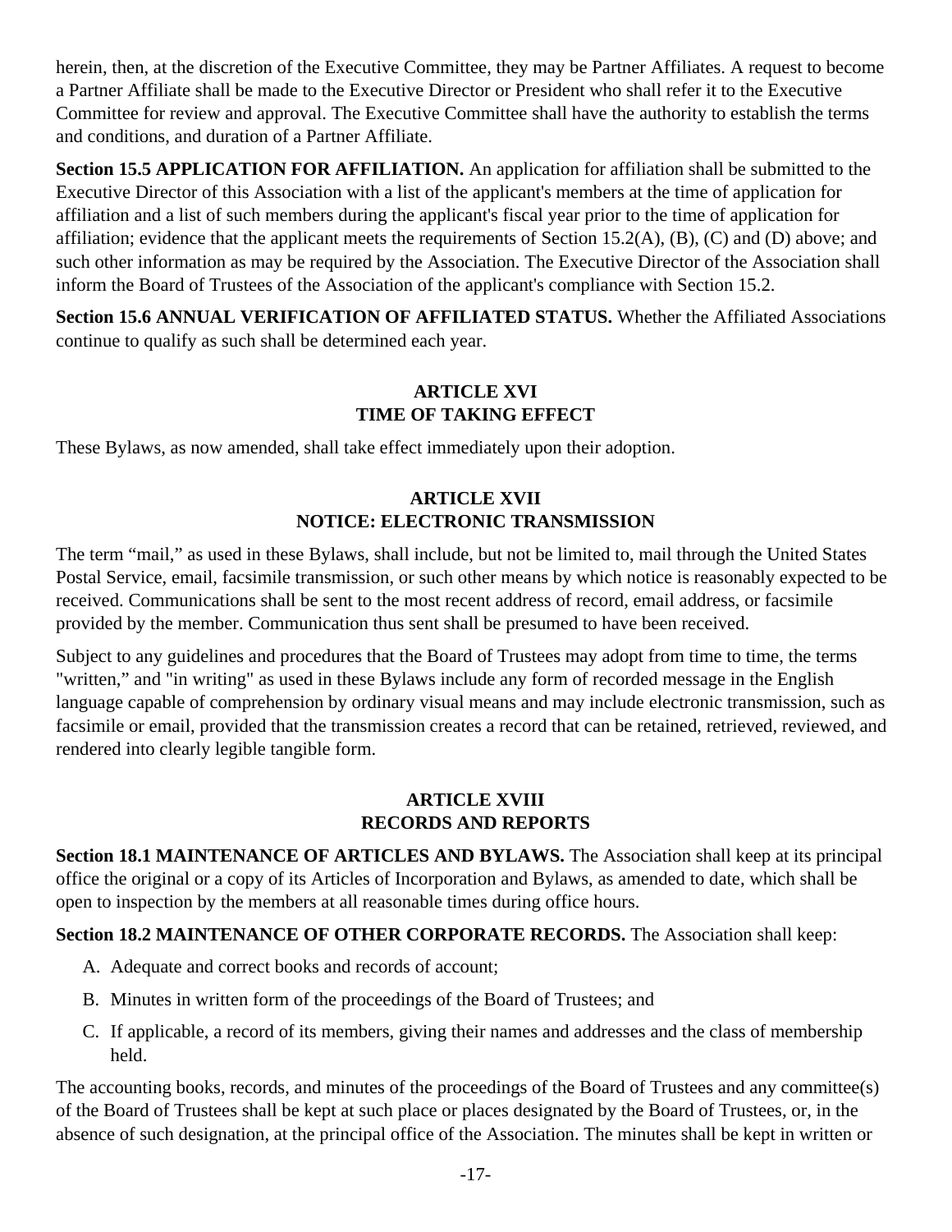herein, then, at the discretion of the Executive Committee, they may be Partner Affiliates. A request to become a Partner Affiliate shall be made to the Executive Director or President who shall refer it to the Executive Committee for review and approval. The Executive Committee shall have the authority to establish the terms and conditions, and duration of a Partner Affiliate.

**Section 15.5 APPLICATION FOR AFFILIATION.** An application for affiliation shall be submitted to the Executive Director of this Association with a list of the applicant's members at the time of application for affiliation and a list of such members during the applicant's fiscal year prior to the time of application for affiliation; evidence that the applicant meets the requirements of Section 15.2(A), (B), (C) and (D) above; and such other information as may be required by the Association. The Executive Director of the Association shall inform the Board of Trustees of the Association of the applicant's compliance with Section 15.2.

**Section 15.6 ANNUAL VERIFICATION OF AFFILIATED STATUS.** Whether the Affiliated Associations continue to qualify as such shall be determined each year.

## ARTICLE XVI
## TIME OF TAKING EFFECT

These Bylaws, as now amended, shall take effect immediately upon their adoption.

## ARTICLE XVII
## NOTICE: ELECTRONIC TRANSMISSION

The term "mail," as used in these Bylaws, shall include, but not be limited to, mail through the United States Postal Service, email, facsimile transmission, or such other means by which notice is reasonably expected to be received. Communications shall be sent to the most recent address of record, email address, or facsimile provided by the member. Communication thus sent shall be presumed to have been received.

Subject to any guidelines and procedures that the Board of Trustees may adopt from time to time, the terms "written," and "in writing" as used in these Bylaws include any form of recorded message in the English language capable of comprehension by ordinary visual means and may include electronic transmission, such as facsimile or email, provided that the transmission creates a record that can be retained, retrieved, reviewed, and rendered into clearly legible tangible form.

## ARTICLE XVIII
## RECORDS AND REPORTS

**Section 18.1 MAINTENANCE OF ARTICLES AND BYLAWS.** The Association shall keep at its principal office the original or a copy of its Articles of Incorporation and Bylaws, as amended to date, which shall be open to inspection by the members at all reasonable times during office hours.

**Section 18.2 MAINTENANCE OF OTHER CORPORATE RECORDS.** The Association shall keep:

A. Adequate and correct books and records of account;

B. Minutes in written form of the proceedings of the Board of Trustees; and

C. If applicable, a record of its members, giving their names and addresses and the class of membership held.

The accounting books, records, and minutes of the proceedings of the Board of Trustees and any committee(s) of the Board of Trustees shall be kept at such place or places designated by the Board of Trustees, or, in the absence of such designation, at the principal office of the Association. The minutes shall be kept in written or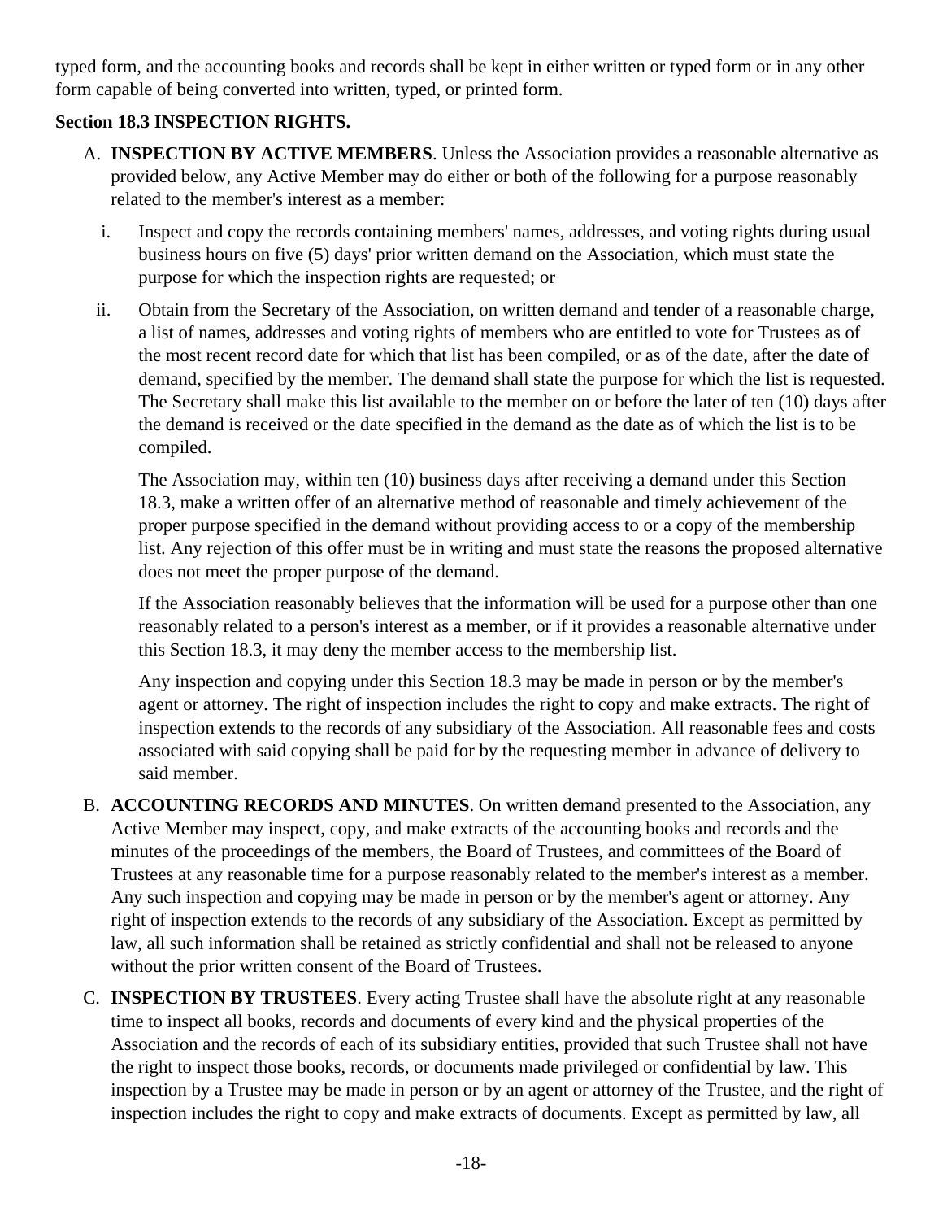typed form, and the accounting books and records shall be kept in either written or typed form or in any other form capable of being converted into written, typed, or printed form.

**Section 18.3 INSPECTION RIGHTS.**

A. **INSPECTION BY ACTIVE MEMBERS**. Unless the Association provides a reasonable alternative as provided below, any Active Member may do either or both of the following for a purpose reasonably related to the member's interest as a member:

   i. Inspect and copy the records containing members' names, addresses, and voting rights during usual business hours on five (5) days' prior written demand on the Association, which must state the purpose for which the inspection rights are requested; or

   ii. Obtain from the Secretary of the Association, on written demand and tender of a reasonable charge, a list of names, addresses and voting rights of members who are entitled to vote for Trustees as of the most recent record date for which that list has been compiled, or as of the date, after the date of demand, specified by the member. The demand shall state the purpose for which the list is requested. The Secretary shall make this list available to the member on or before the later of ten (10) days after the demand is received or the date specified in the demand as the date as of which the list is to be compiled.

   The Association may, within ten (10) business days after receiving a demand under this Section 18.3, make a written offer of an alternative method of reasonable and timely achievement of the proper purpose specified in the demand without providing access to or a copy of the membership list. Any rejection of this offer must be in writing and must state the reasons the proposed alternative does not meet the proper purpose of the demand.

   If the Association reasonably believes that the information will be used for a purpose other than one reasonably related to a person's interest as a member, or if it provides a reasonable alternative under this Section 18.3, it may deny the member access to the membership list.

   Any inspection and copying under this Section 18.3 may be made in person or by the member's agent or attorney. The right of inspection includes the right to copy and make extracts. The right of inspection extends to the records of any subsidiary of the Association. All reasonable fees and costs associated with said copying shall be paid for by the requesting member in advance of delivery to said member.

B. **ACCOUNTING RECORDS AND MINUTES**. On written demand presented to the Association, any Active Member may inspect, copy, and make extracts of the accounting books and records and the minutes of the proceedings of the members, the Board of Trustees, and committees of the Board of Trustees at any reasonable time for a purpose reasonably related to the member's interest as a member. Any such inspection and copying may be made in person or by the member's agent or attorney. Any right of inspection extends to the records of any subsidiary of the Association. Except as permitted by law, all such information shall be retained as strictly confidential and shall not be released to anyone without the prior written consent of the Board of Trustees.

C. **INSPECTION BY TRUSTEES**. Every acting Trustee shall have the absolute right at any reasonable time to inspect all books, records and documents of every kind and the physical properties of the Association and the records of each of its subsidiary entities, provided that such Trustee shall not have the right to inspect those books, records, or documents made privileged or confidential by law. This inspection by a Trustee may be made in person or by an agent or attorney of the Trustee, and the right of inspection includes the right to copy and make extracts of documents. Except as permitted by law, all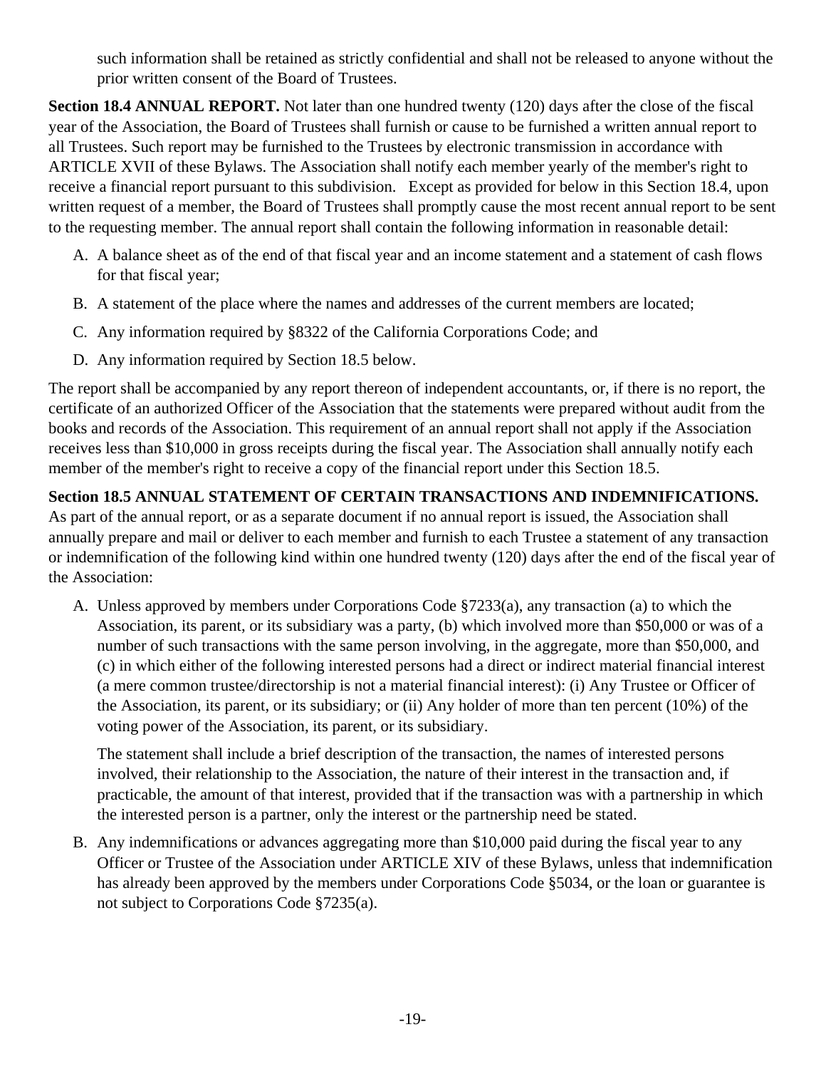such information shall be retained as strictly confidential and shall not be released to anyone without the prior written consent of the Board of Trustees.

**Section 18.4 ANNUAL REPORT.** Not later than one hundred twenty (120) days after the close of the fiscal year of the Association, the Board of Trustees shall furnish or cause to be furnished a written annual report to all Trustees. Such report may be furnished to the Trustees by electronic transmission in accordance with ARTICLE XVII of these Bylaws. The Association shall notify each member yearly of the member's right to receive a financial report pursuant to this subdivision.   Except as provided for below in this Section 18.4, upon written request of a member, the Board of Trustees shall promptly cause the most recent annual report to be sent to the requesting member. The annual report shall contain the following information in reasonable detail:

A. A balance sheet as of the end of that fiscal year and an income statement and a statement of cash flows for that fiscal year;

B. A statement of the place where the names and addresses of the current members are located;

C. Any information required by §8322 of the California Corporations Code; and

D. Any information required by Section 18.5 below.

The report shall be accompanied by any report thereon of independent accountants, or, if there is no report, the certificate of an authorized Officer of the Association that the statements were prepared without audit from the books and records of the Association. This requirement of an annual report shall not apply if the Association receives less than $10,000 in gross receipts during the fiscal year. The Association shall annually notify each member of the member's right to receive a copy of the financial report under this Section 18.5.

**Section 18.5 ANNUAL STATEMENT OF CERTAIN TRANSACTIONS AND INDEMNIFICATIONS.** As part of the annual report, or as a separate document if no annual report is issued, the Association shall annually prepare and mail or deliver to each member and furnish to each Trustee a statement of any transaction or indemnification of the following kind within one hundred twenty (120) days after the end of the fiscal year of the Association:

A. Unless approved by members under Corporations Code §7233(a), any transaction (a) to which the Association, its parent, or its subsidiary was a party, (b) which involved more than $50,000 or was of a number of such transactions with the same person involving, in the aggregate, more than $50,000, and (c) in which either of the following interested persons had a direct or indirect material financial interest (a mere common trustee/directorship is not a material financial interest): (i) Any Trustee or Officer of the Association, its parent, or its subsidiary; or (ii) Any holder of more than ten percent (10%) of the voting power of the Association, its parent, or its subsidiary.

   The statement shall include a brief description of the transaction, the names of interested persons involved, their relationship to the Association, the nature of their interest in the transaction and, if practicable, the amount of that interest, provided that if the transaction was with a partnership in which the interested person is a partner, only the interest or the partnership need be stated.

B. Any indemnifications or advances aggregating more than $10,000 paid during the fiscal year to any Officer or Trustee of the Association under ARTICLE XIV of these Bylaws, unless that indemnification has already been approved by the members under Corporations Code §5034, or the loan or guarantee is not subject to Corporations Code §7235(a).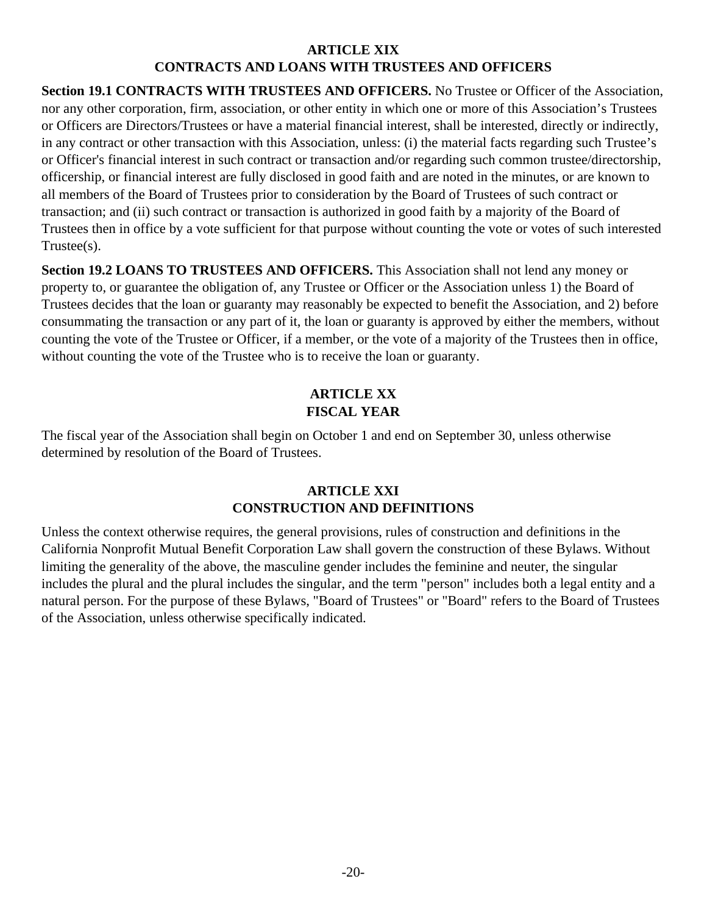## ARTICLE XIX
## CONTRACTS AND LOANS WITH TRUSTEES AND OFFICERS

**Section 19.1 CONTRACTS WITH TRUSTEES AND OFFICERS.** No Trustee or Officer of the Association, nor any other corporation, firm, association, or other entity in which one or more of this Association's Trustees or Officers are Directors/Trustees or have a material financial interest, shall be interested, directly or indirectly, in any contract or other transaction with this Association, unless: (i) the material facts regarding such Trustee's or Officer's financial interest in such contract or transaction and/or regarding such common trustee/directorship, officership, or financial interest are fully disclosed in good faith and are noted in the minutes, or are known to all members of the Board of Trustees prior to consideration by the Board of Trustees of such contract or transaction; and (ii) such contract or transaction is authorized in good faith by a majority of the Board of Trustees then in office by a vote sufficient for that purpose without counting the vote or votes of such interested Trustee(s).

**Section 19.2 LOANS TO TRUSTEES AND OFFICERS.** This Association shall not lend any money or property to, or guarantee the obligation of, any Trustee or Officer or the Association unless 1) the Board of Trustees decides that the loan or guaranty may reasonably be expected to benefit the Association, and 2) before consummating the transaction or any part of it, the loan or guaranty is approved by either the members, without counting the vote of the Trustee or Officer, if a member, or the vote of a majority of the Trustees then in office, without counting the vote of the Trustee who is to receive the loan or guaranty.

## ARTICLE XX
## FISCAL YEAR

The fiscal year of the Association shall begin on October 1 and end on September 30, unless otherwise determined by resolution of the Board of Trustees.

## ARTICLE XXI
## CONSTRUCTION AND DEFINITIONS

Unless the context otherwise requires, the general provisions, rules of construction and definitions in the California Nonprofit Mutual Benefit Corporation Law shall govern the construction of these Bylaws. Without limiting the generality of the above, the masculine gender includes the feminine and neuter, the singular includes the plural and the plural includes the singular, and the term "person" includes both a legal entity and a natural person. For the purpose of these Bylaws, "Board of Trustees" or "Board" refers to the Board of Trustees of the Association, unless otherwise specifically indicated.